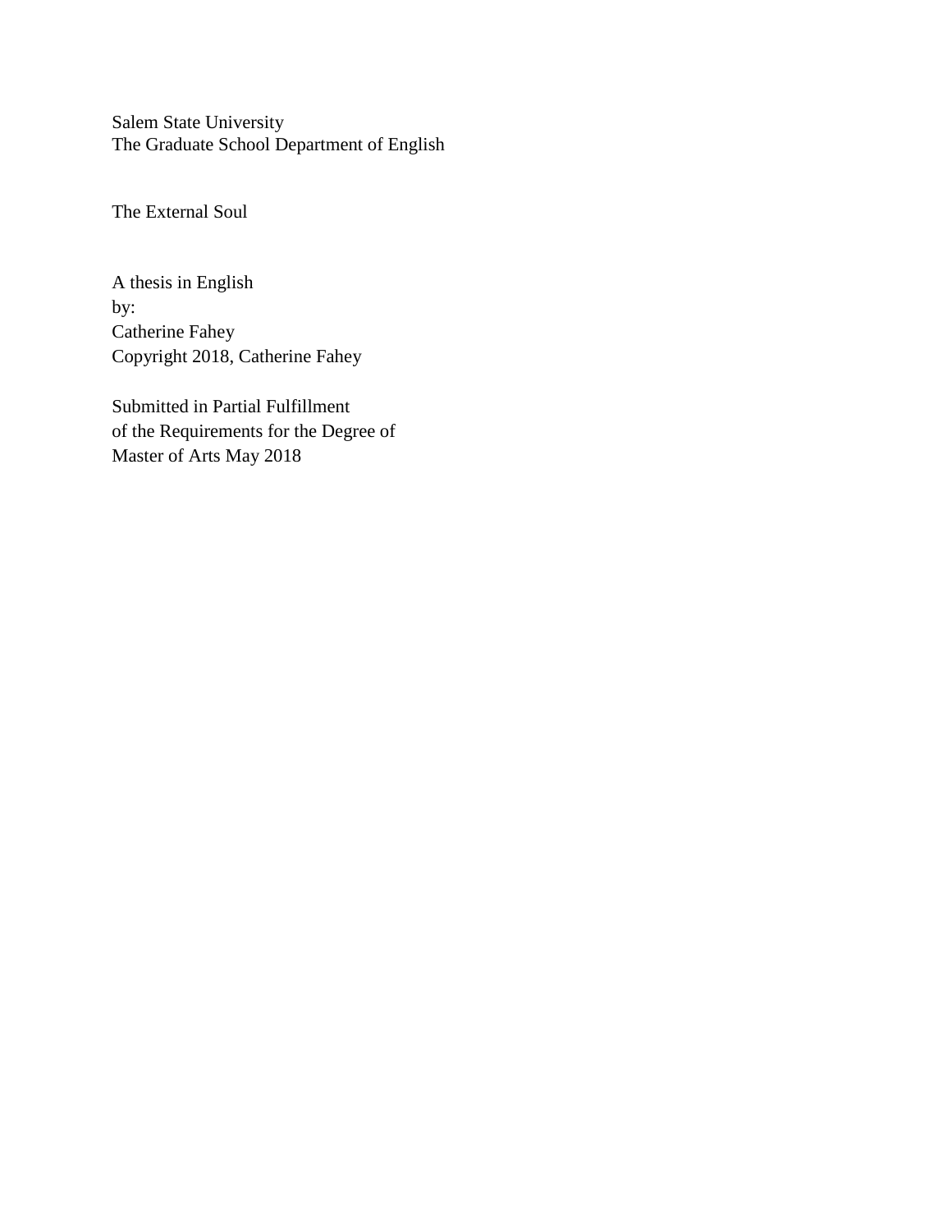Salem State University
The Graduate School Department of English

The External Soul

A thesis in English
by:
Catherine Fahey
Copyright 2018, Catherine Fahey

Submitted in Partial Fulfillment
of the Requirements for the Degree of
Master of Arts May 2018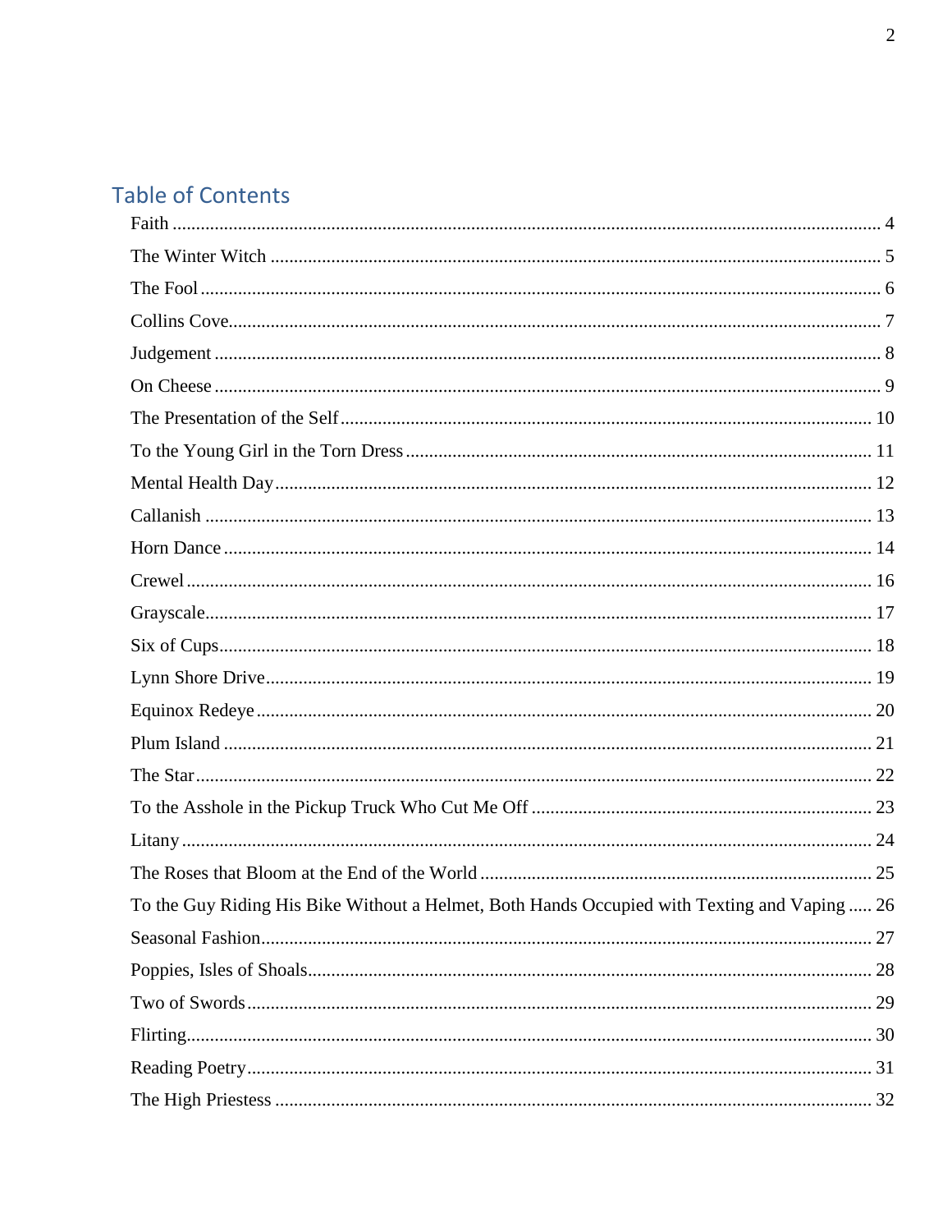## Table of Contents

Faith ..... 4

The Winter Witch ..... 5

The Fool ..... 6

Collins Cove ..... 7

Judgement ..... 8

On Cheese ..... 9

The Presentation of the Self ..... 10

To the Young Girl in the Torn Dress ..... 11

Mental Health Day ..... 12

Callanish ..... 13

Horn Dance ..... 14

Crewel ..... 16

Grayscale ..... 17

Six of Cups ..... 18

Lynn Shore Drive ..... 19

Equinox Redeye ..... 20

Plum Island ..... 21

The Star ..... 22

To the Asshole in the Pickup Truck Who Cut Me Off ..... 23

Litany ..... 24

The Roses that Bloom at the End of the World ..... 25

To the Guy Riding His Bike Without a Helmet, Both Hands Occupied with Texting and Vaping ..... 26

Seasonal Fashion ..... 27

Poppies, Isles of Shoals ..... 28

Two of Swords ..... 29

Flirting ..... 30

Reading Poetry ..... 31

The High Priestess ..... 32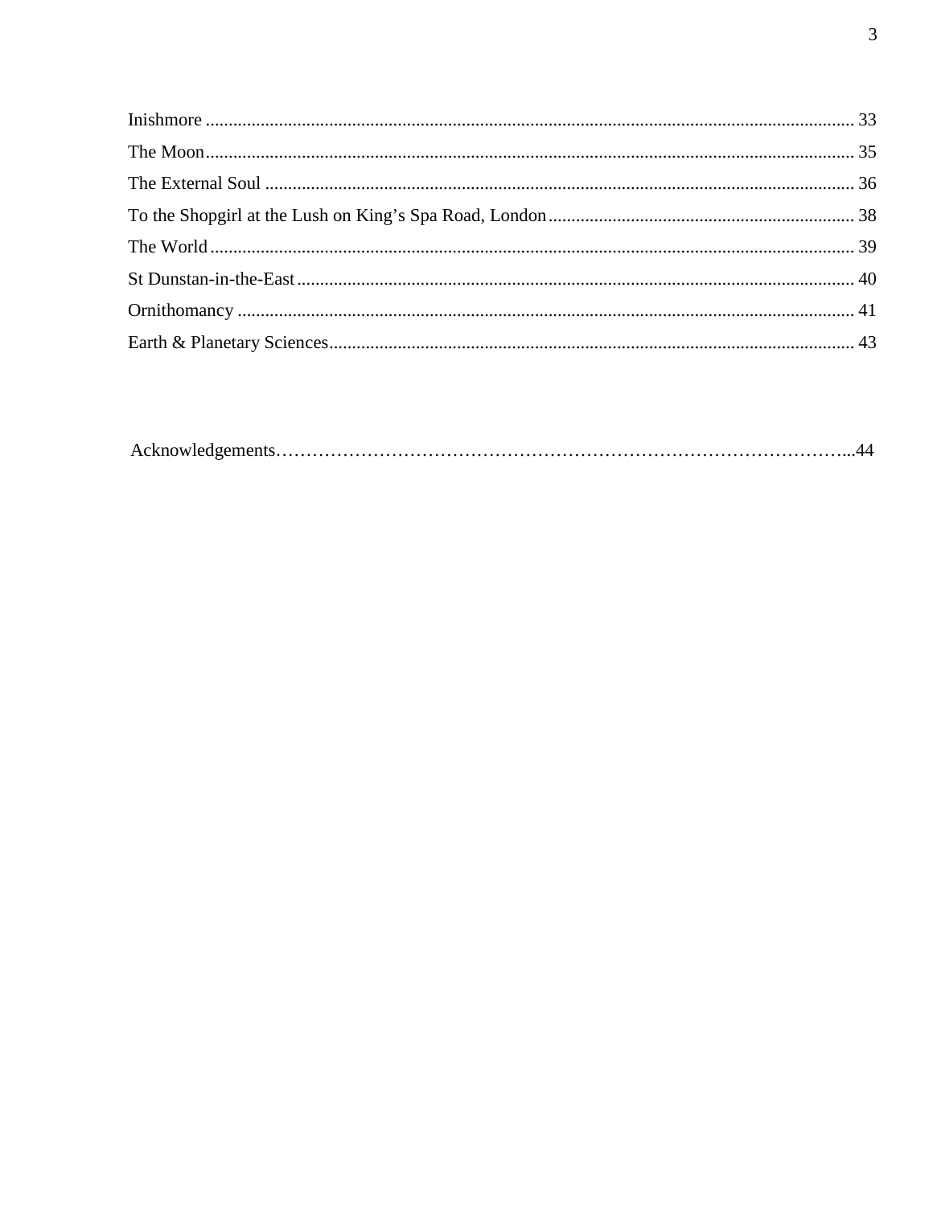Inishmore ........................................................................................................................................ 33
The Moon ......................................................................................................................................... 35
The External Soul ............................................................................................................................. 36
To the Shopgirl at the Lush on King's Spa Road, London ................................................................ 38
The World ........................................................................................................................................ 39
St Dunstan-in-the-East ..................................................................................................................... 40
Ornithomancy ................................................................................................................................... 41
Earth & Planetary Sciences .............................................................................................................. 43

Acknowledgements……………………………………………………………………………...44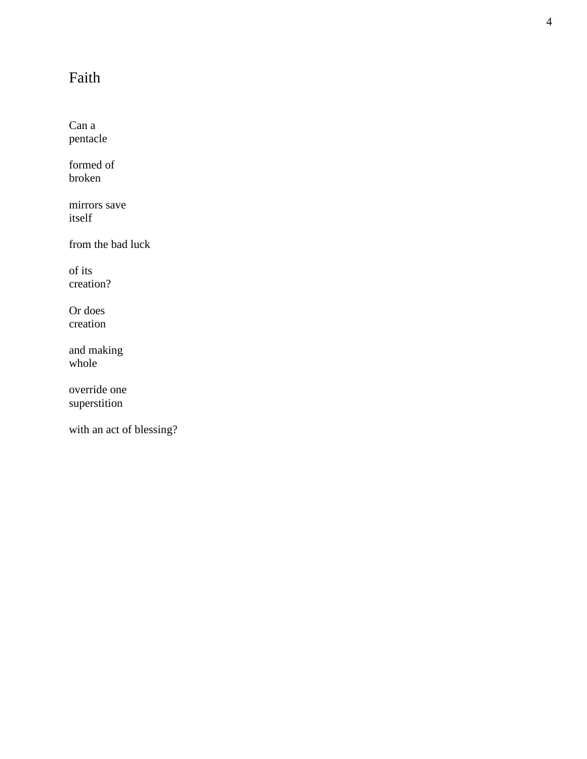# Faith

Can a
pentacle

formed of
broken

mirrors save
itself

from the bad luck

of its
creation?

Or does
creation

and making
whole

override one
superstition

with an act of blessing?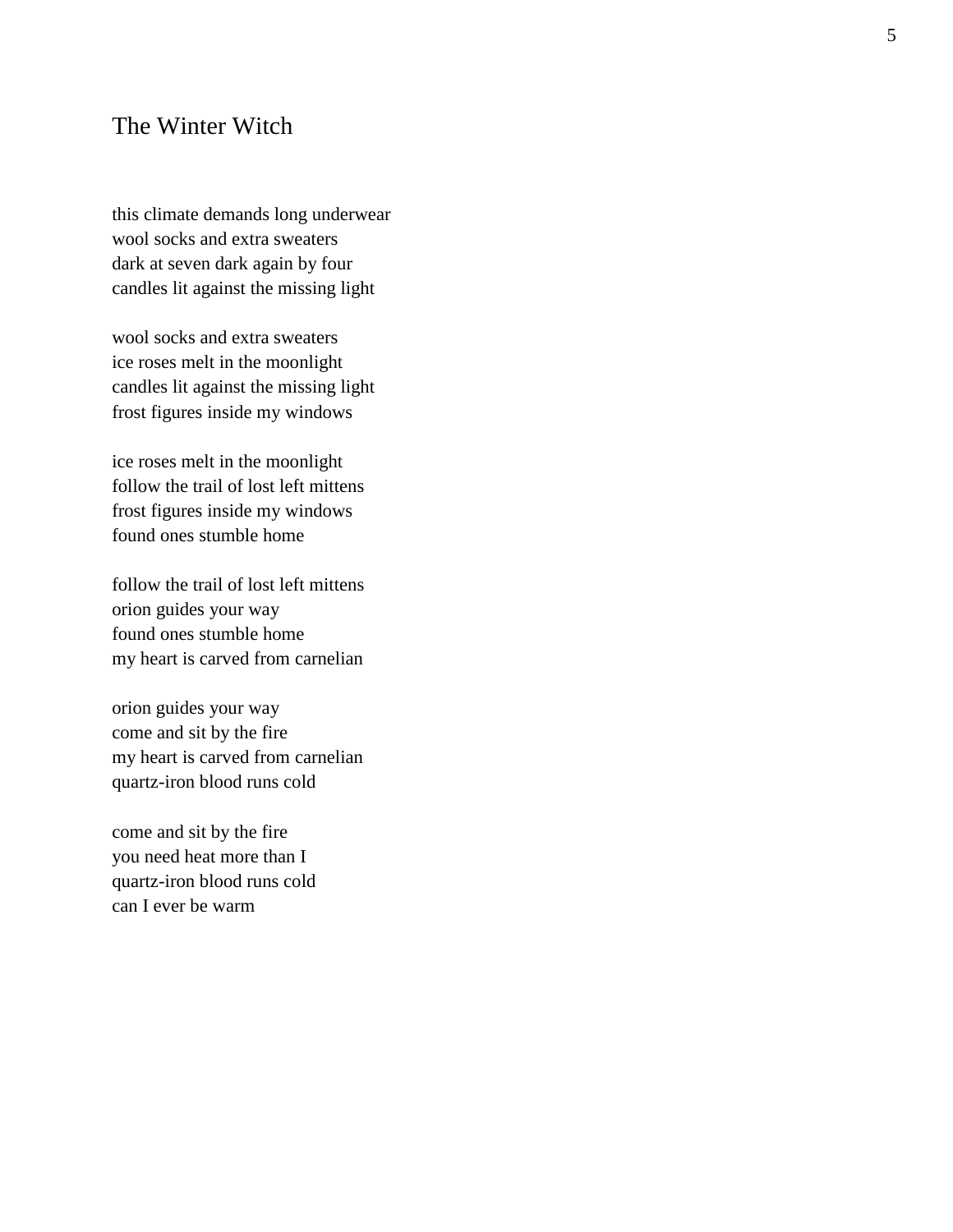# The Winter Witch

this climate demands long underwear  
wool socks and extra sweaters  
dark at seven dark again by four  
candles lit against the missing light

wool socks and extra sweaters  
ice roses melt in the moonlight  
candles lit against the missing light  
frost figures inside my windows

ice roses melt in the moonlight  
follow the trail of lost left mittens  
frost figures inside my windows  
found ones stumble home

follow the trail of lost left mittens  
orion guides your way  
found ones stumble home  
my heart is carved from carnelian

orion guides your way  
come and sit by the fire  
my heart is carved from carnelian  
quartz-iron blood runs cold

come and sit by the fire  
you need heat more than I  
quartz-iron blood runs cold  
can I ever be warm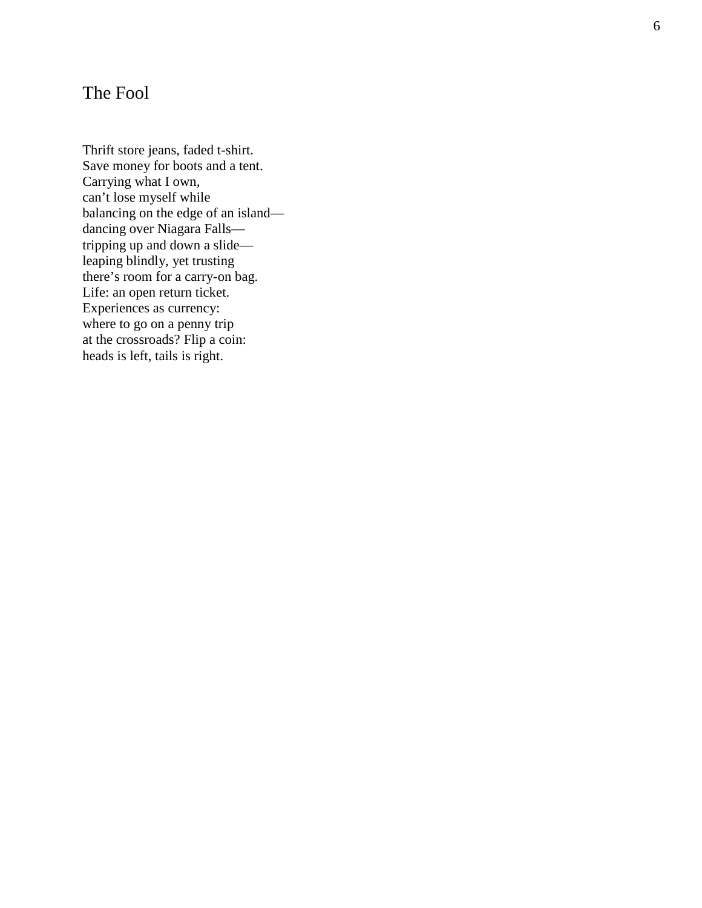# The Fool

Thrift store jeans, faded t-shirt.  
Save money for boots and a tent.  
Carrying what I own,  
can’t lose myself while  
balancing on the edge of an island—  
dancing over Niagara Falls—  
tripping up and down a slide—  
leaping blindly, yet trusting  
there’s room for a carry-on bag.  
Life: an open return ticket.  
Experiences as currency:  
where to go on a penny trip  
at the crossroads? Flip a coin:  
heads is left, tails is right.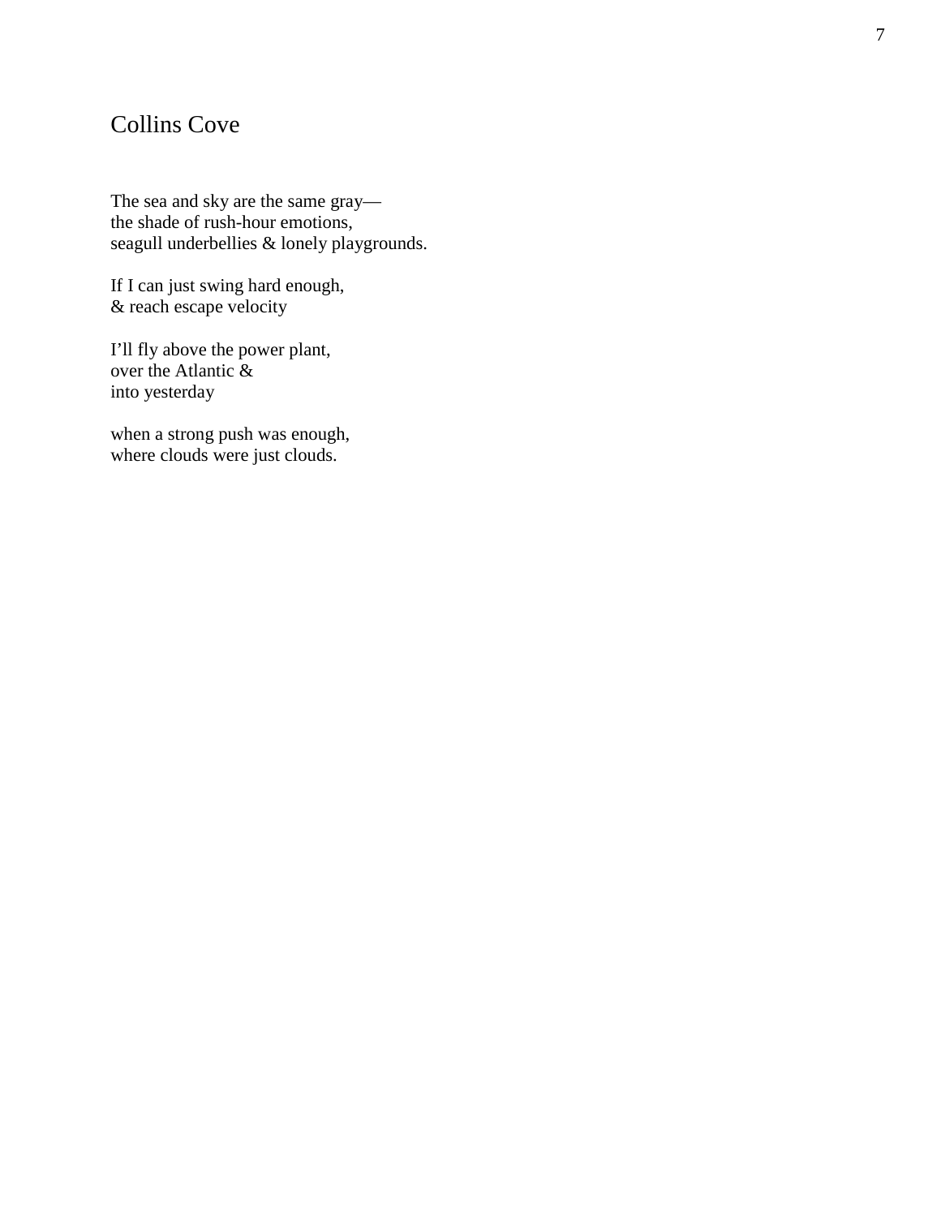# Collins Cove

The sea and sky are the same gray—  
the shade of rush-hour emotions,  
seagull underbellies & lonely playgrounds.

If I can just swing hard enough,  
& reach escape velocity

I'll fly above the power plant,  
over the Atlantic &  
into yesterday

when a strong push was enough,  
where clouds were just clouds.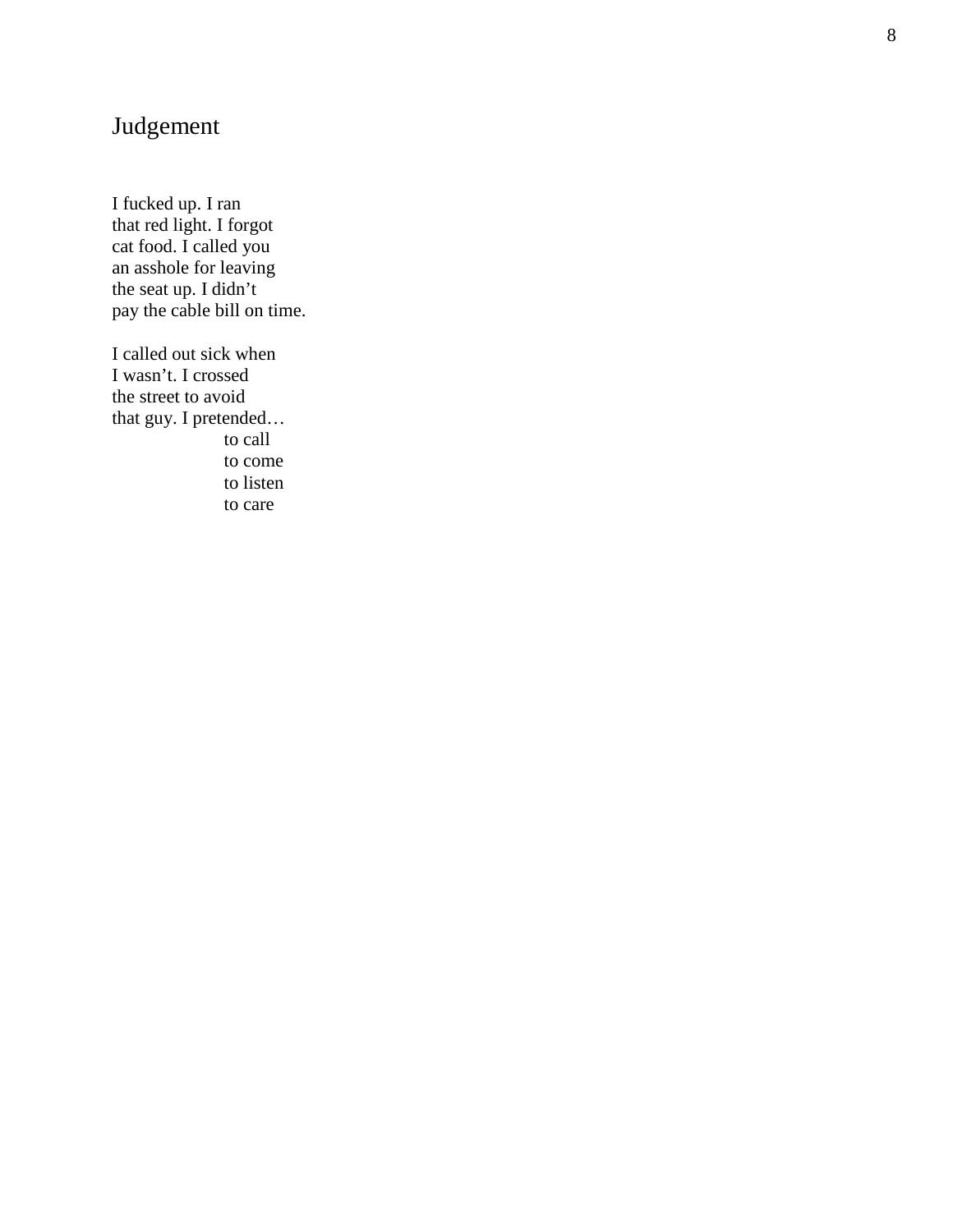# Judgement

I fucked up. I ran
that red light. I forgot
cat food. I called you
an asshole for leaving
the seat up. I didn't
pay the cable bill on time.

I called out sick when
I wasn't. I crossed
the street to avoid
that guy. I pretended…
                    to call
                    to come
                    to listen
                    to care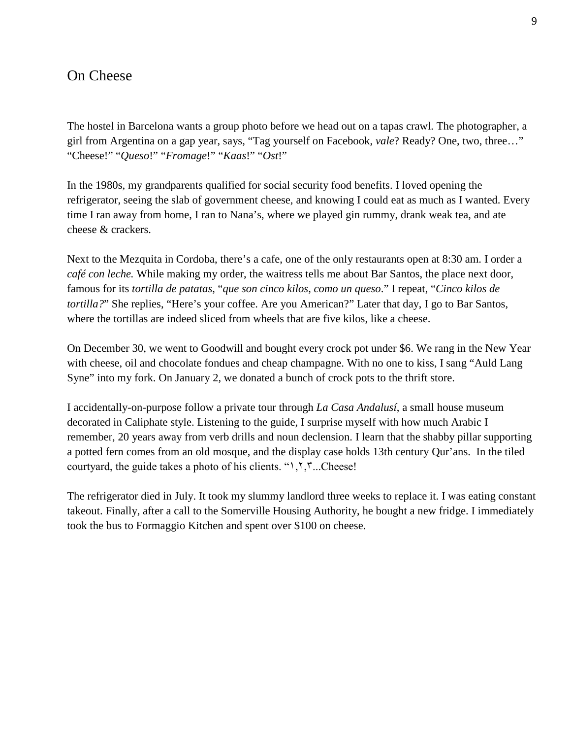# On Cheese

The hostel in Barcelona wants a group photo before we head out on a tapas crawl. The photographer, a girl from Argentina on a gap year, says, "Tag yourself on Facebook, *vale*? Ready? One, two, three…" "Cheese!" "*Queso*!" "*Fromage*!" "*Kaas*!" "*Ost*!"

In the 1980s, my grandparents qualified for social security food benefits. I loved opening the refrigerator, seeing the slab of government cheese, and knowing I could eat as much as I wanted. Every time I ran away from home, I ran to Nana's, where we played gin rummy, drank weak tea, and ate cheese & crackers.

Next to the Mezquita in Cordoba, there's a cafe, one of the only restaurants open at 8:30 am. I order a *café con leche.* While making my order, the waitress tells me about Bar Santos, the place next door, famous for its *tortilla de patatas*, "*que son cinco kilos, como un queso*." I repeat, "*Cinco kilos de tortilla?*" She replies, "Here's your coffee. Are you American?" Later that day, I go to Bar Santos, where the tortillas are indeed sliced from wheels that are five kilos, like a cheese.

On December 30, we went to Goodwill and bought every crock pot under $6. We rang in the New Year with cheese, oil and chocolate fondues and cheap champagne. With no one to kiss, I sang "Auld Lang Syne" into my fork. On January 2, we donated a bunch of crock pots to the thrift store.

I accidentally-on-purpose follow a private tour through *La Casa Andalusí*, a small house museum decorated in Caliphate style. Listening to the guide, I surprise myself with how much Arabic I remember, 20 years away from verb drills and noun declension. I learn that the shabby pillar supporting a potted fern comes from an old mosque, and the display case holds 13th century Qur'ans. In the tiled courtyard, the guide takes a photo of his clients. "١,٢,٣...Cheese!

The refrigerator died in July. It took my slummy landlord three weeks to replace it. I was eating constant takeout. Finally, after a call to the Somerville Housing Authority, he bought a new fridge. I immediately took the bus to Formaggio Kitchen and spent over $100 on cheese.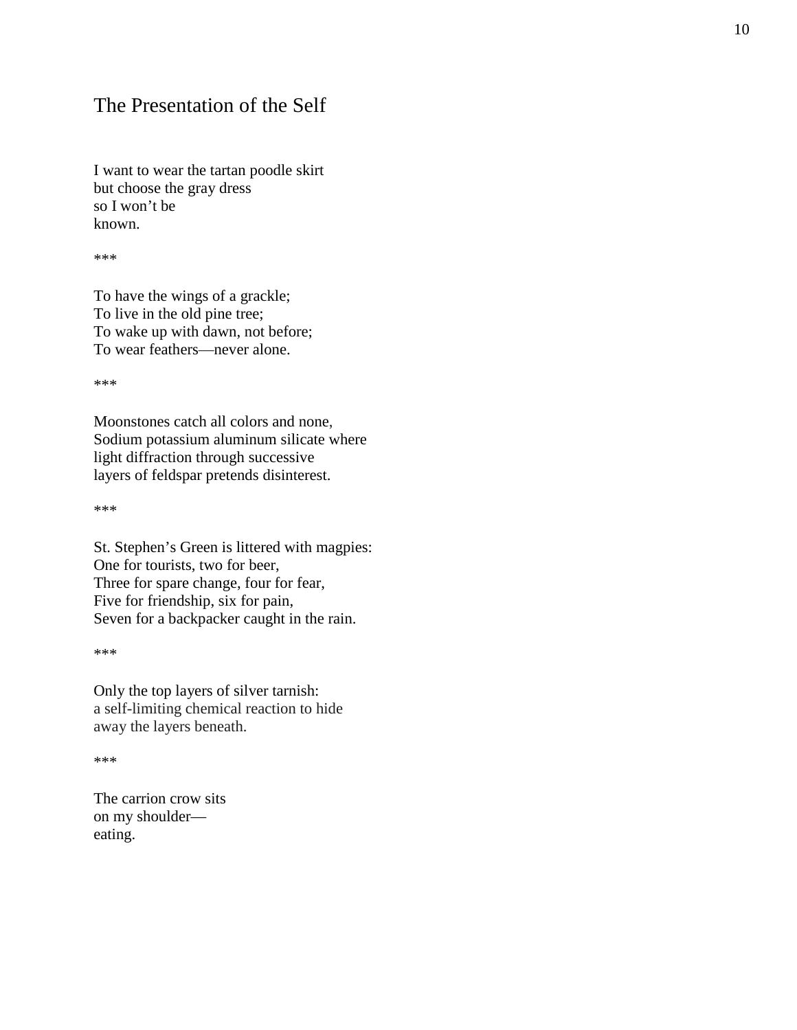# The Presentation of the Self

I want to wear the tartan poodle skirt  
but choose the gray dress  
so I won't be  
known.

***

To have the wings of a grackle;  
To live in the old pine tree;  
To wake up with dawn, not before;  
To wear feathers—never alone.

***

Moonstones catch all colors and none,  
Sodium potassium aluminum silicate where  
light diffraction through successive  
layers of feldspar pretends disinterest.

***

St. Stephen's Green is littered with magpies:  
One for tourists, two for beer,  
Three for spare change, four for fear,  
Five for friendship, six for pain,  
Seven for a backpacker caught in the rain.

***

Only the top layers of silver tarnish:  
a self-limiting chemical reaction to hide  
away the layers beneath.

***

The carrion crow sits  
on my shoulder—  
eating.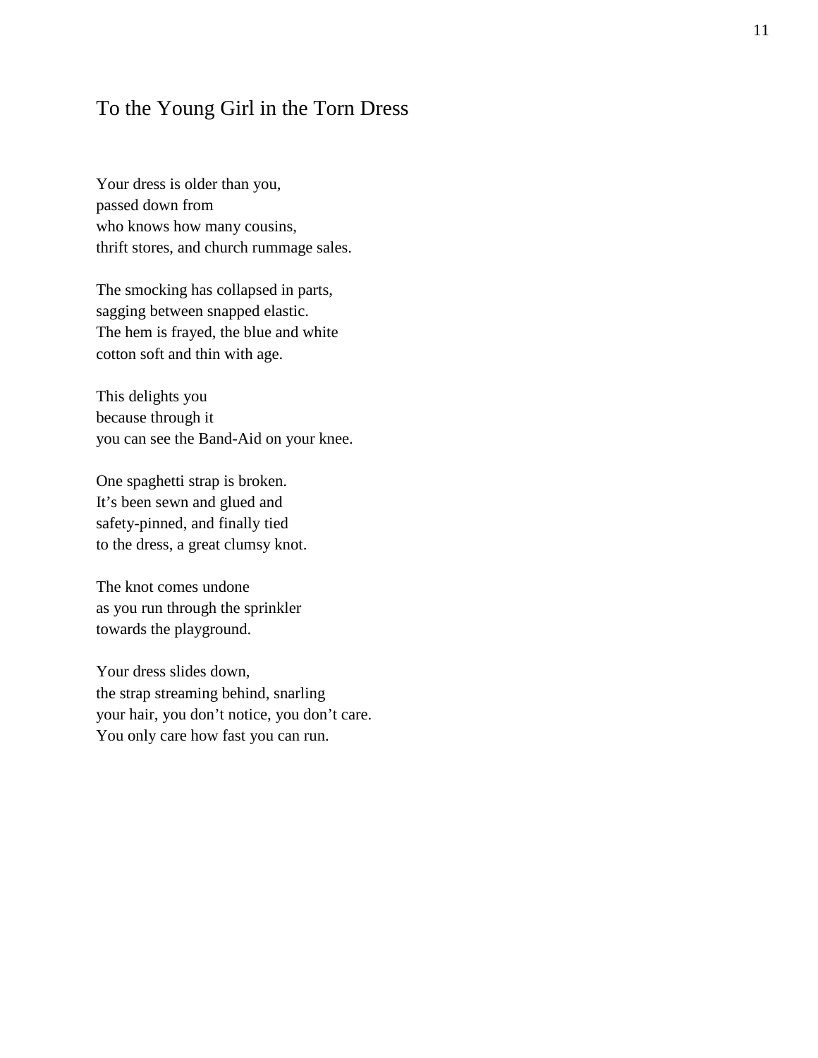## To the Young Girl in the Torn Dress

Your dress is older than you,  
passed down from  
who knows how many cousins,  
thrift stores, and church rummage sales.

The smocking has collapsed in parts,  
sagging between snapped elastic.  
The hem is frayed, the blue and white  
cotton soft and thin with age.

This delights you  
because through it  
you can see the Band-Aid on your knee.

One spaghetti strap is broken.  
It’s been sewn and glued and  
safety-pinned, and finally tied  
to the dress, a great clumsy knot.

The knot comes undone  
as you run through the sprinkler  
towards the playground.

Your dress slides down,  
the strap streaming behind, snarling  
your hair, you don’t notice, you don’t care.  
You only care how fast you can run.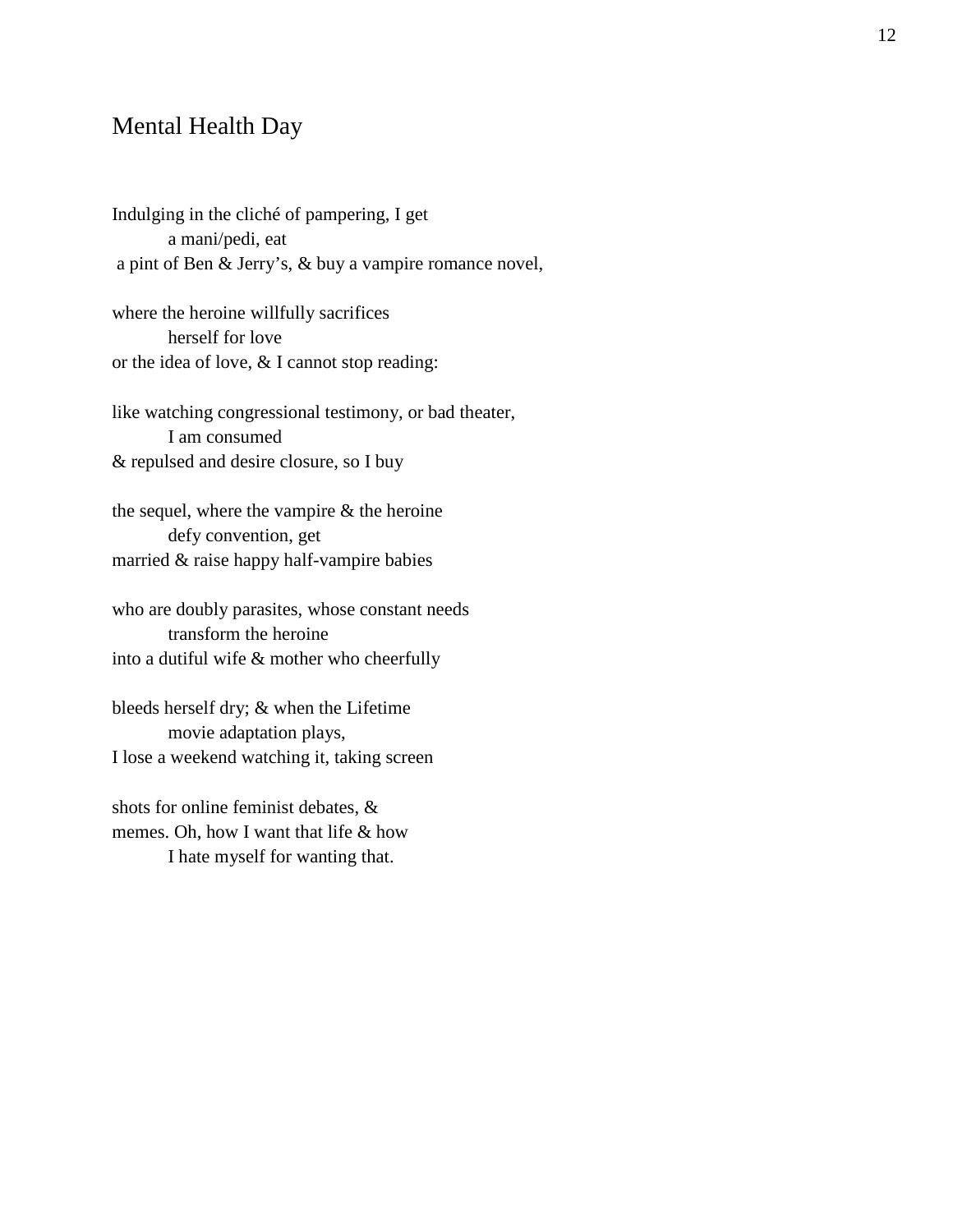# Mental Health Day

Indulging in the cliché of pampering, I get
&nbsp;&nbsp;&nbsp;&nbsp;&nbsp;&nbsp;&nbsp;&nbsp;a mani/pedi, eat
a pint of Ben & Jerry's, & buy a vampire romance novel,

where the heroine willfully sacrifices
&nbsp;&nbsp;&nbsp;&nbsp;&nbsp;&nbsp;&nbsp;&nbsp;herself for love
or the idea of love, & I cannot stop reading:

like watching congressional testimony, or bad theater,
&nbsp;&nbsp;&nbsp;&nbsp;&nbsp;&nbsp;&nbsp;&nbsp;I am consumed
& repulsed and desire closure, so I buy

the sequel, where the vampire & the heroine
&nbsp;&nbsp;&nbsp;&nbsp;&nbsp;&nbsp;&nbsp;&nbsp;defy convention, get
married & raise happy half-vampire babies

who are doubly parasites, whose constant needs
&nbsp;&nbsp;&nbsp;&nbsp;&nbsp;&nbsp;&nbsp;&nbsp;transform the heroine
into a dutiful wife & mother who cheerfully

bleeds herself dry; & when the Lifetime
&nbsp;&nbsp;&nbsp;&nbsp;&nbsp;&nbsp;&nbsp;&nbsp;movie adaptation plays,
I lose a weekend watching it, taking screen

shots for online feminist debates, &
memes. Oh, how I want that life & how
&nbsp;&nbsp;&nbsp;&nbsp;&nbsp;&nbsp;&nbsp;&nbsp;I hate myself for wanting that.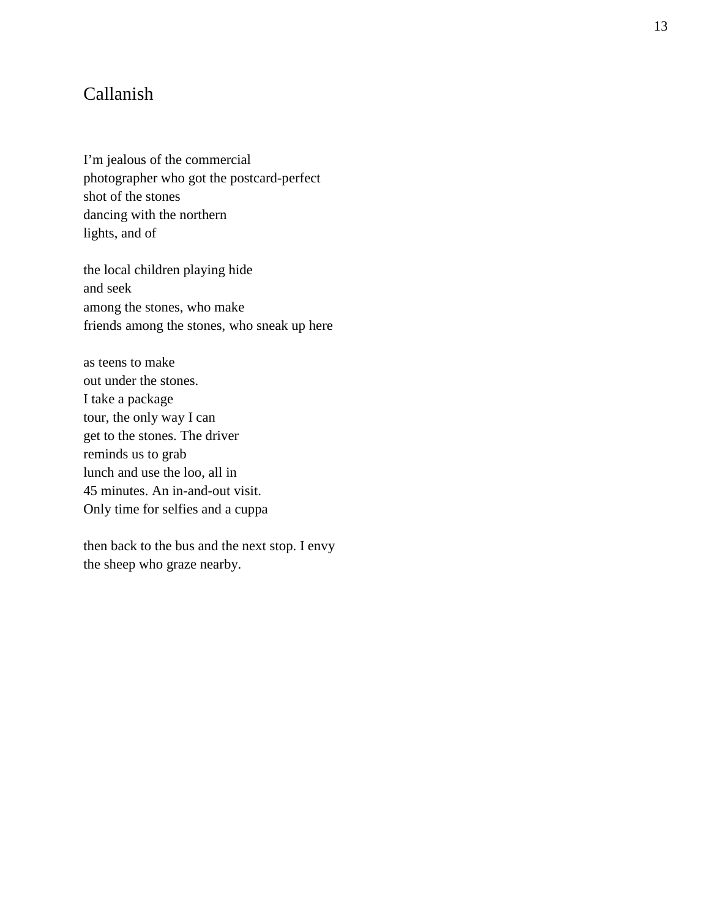## Callanish

I'm jealous of the commercial  
photographer who got the postcard-perfect  
shot of the stones  
dancing with the northern  
lights, and of

the local children playing hide  
and seek  
among the stones, who make  
friends among the stones, who sneak up here

as teens to make  
out under the stones.  
I take a package  
tour, the only way I can  
get to the stones. The driver  
reminds us to grab  
lunch and use the loo, all in  
45 minutes. An in-and-out visit.  
Only time for selfies and a cuppa

then back to the bus and the next stop. I envy  
the sheep who graze nearby.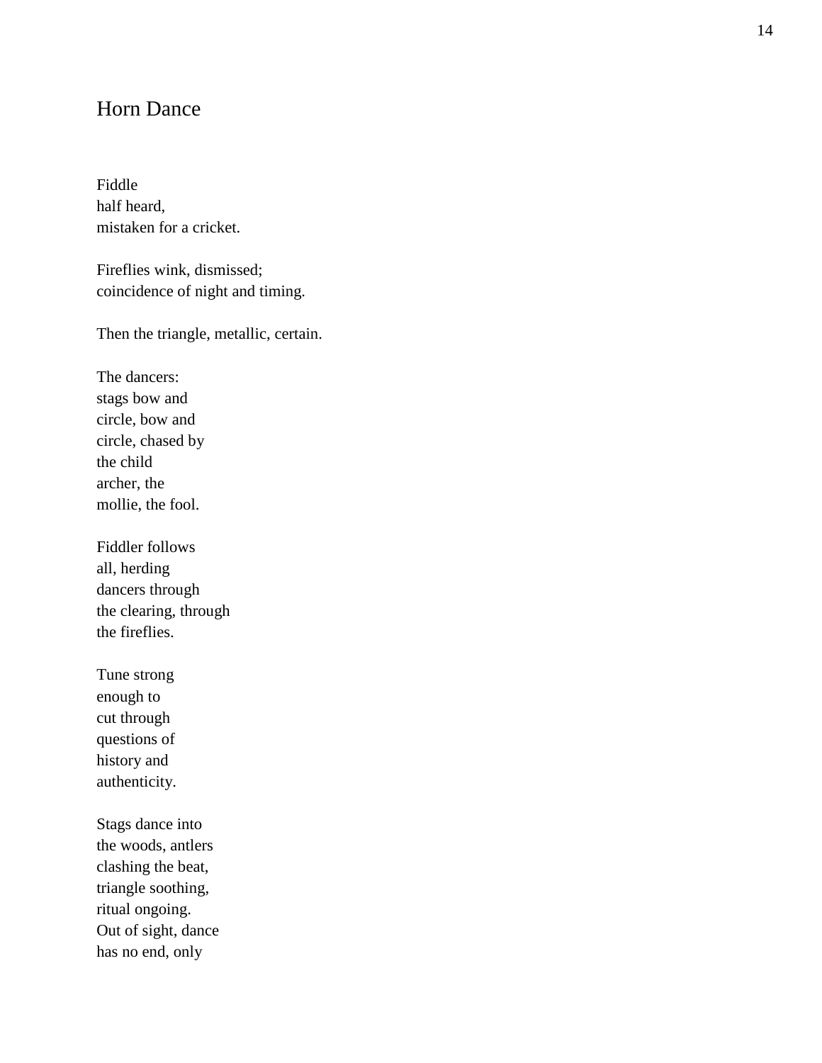# Horn Dance

Fiddle  
half heard,  
mistaken for a cricket.

Fireflies wink, dismissed;  
coincidence of night and timing.

Then the triangle, metallic, certain.

The dancers:  
stags bow and  
circle, bow and  
circle, chased by  
the child  
archer, the  
mollie, the fool.

Fiddler follows  
all, herding  
dancers through  
the clearing, through  
the fireflies.

Tune strong  
enough to  
cut through  
questions of  
history and  
authenticity.

Stags dance into  
the woods, antlers  
clashing the beat,  
triangle soothing,  
ritual ongoing.  
Out of sight, dance  
has no end, only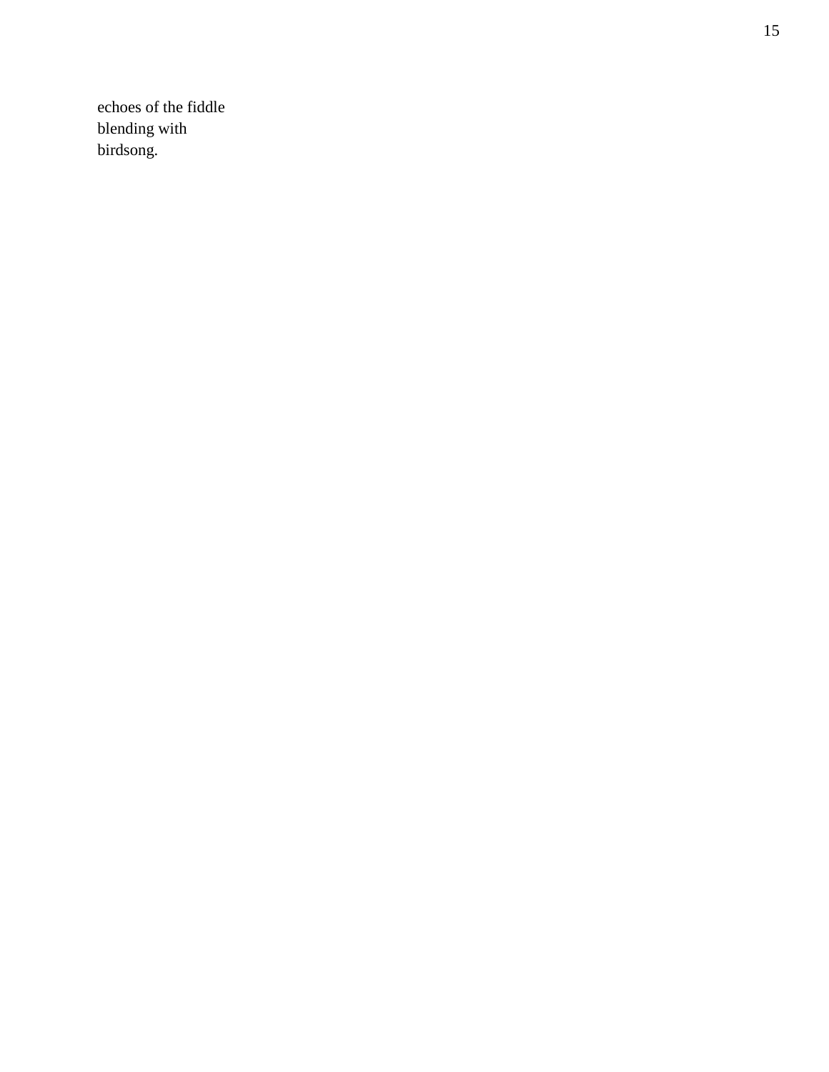echoes of the fiddle
blending with
birdsong.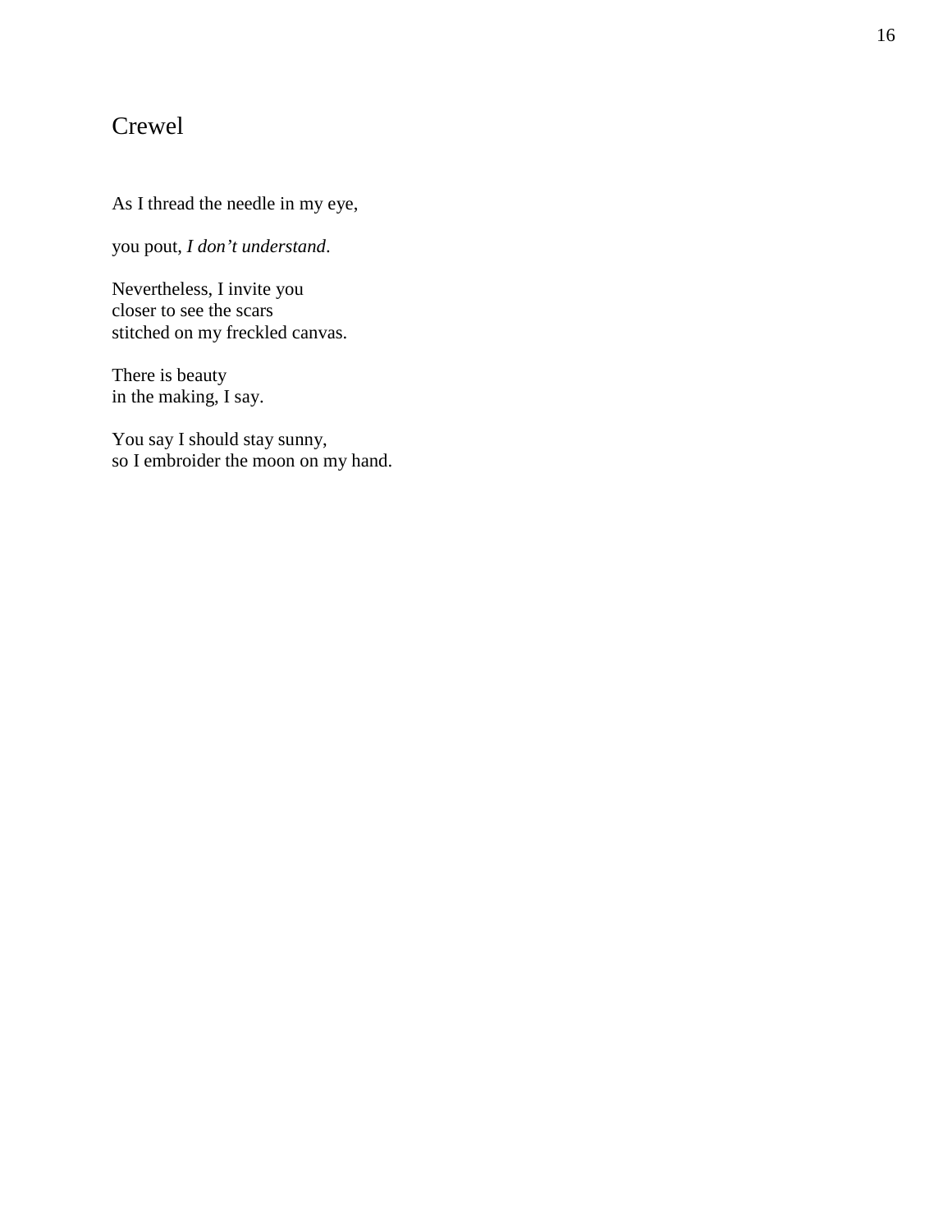## Crewel

As I thread the needle in my eye,

you pout, *I don't understand*.

Nevertheless, I invite you
closer to see the scars
stitched on my freckled canvas.

There is beauty
in the making, I say.

You say I should stay sunny,
so I embroider the moon on my hand.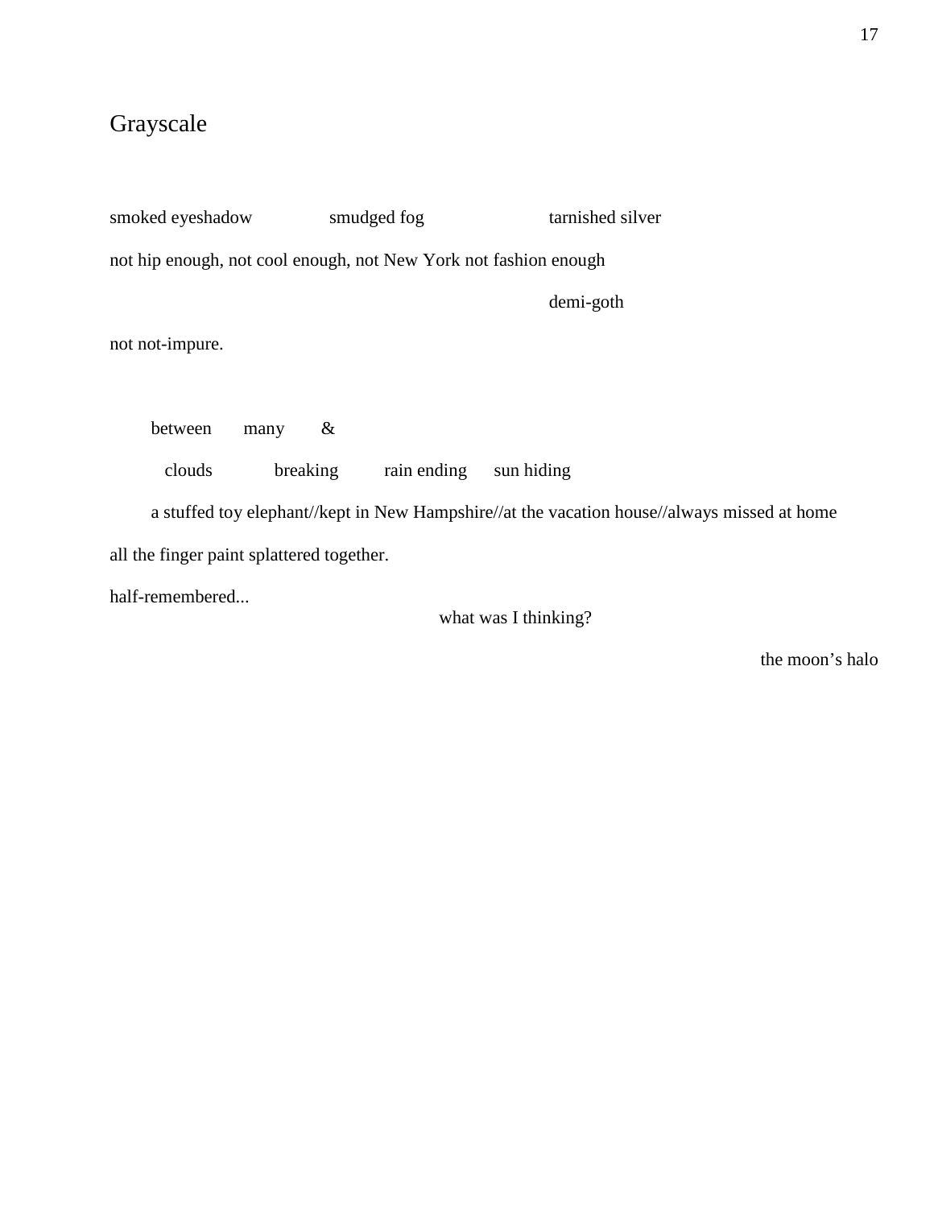# Grayscale

smoked eyeshadow smudged fog tarnished silver

not hip enough, not cool enough, not New York not fashion enough

demi-goth

not not-impure.

between many &

clouds breaking rain ending sun hiding

a stuffed toy elephant//kept in New Hampshire//at the vacation house//always missed at home

all the finger paint splattered together.

half-remembered...

what was I thinking?

the moon’s halo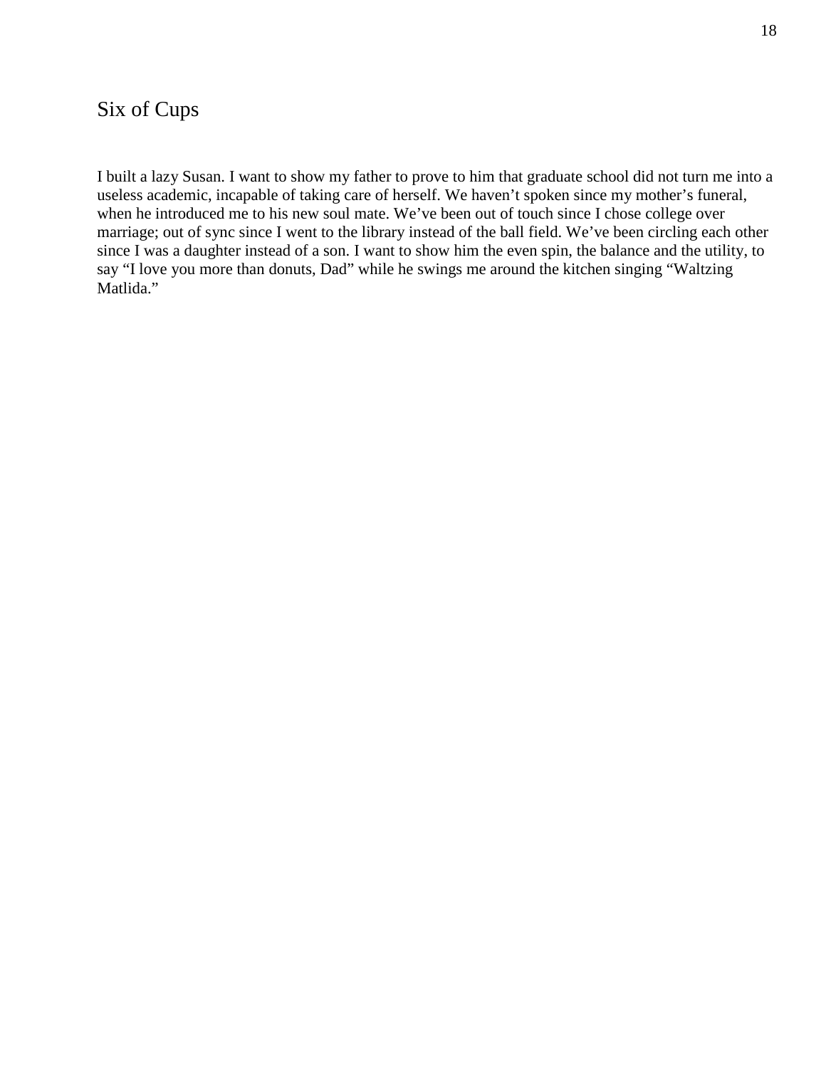## Six of Cups

I built a lazy Susan. I want to show my father to prove to him that graduate school did not turn me into a useless academic, incapable of taking care of herself. We haven't spoken since my mother's funeral, when he introduced me to his new soul mate. We've been out of touch since I chose college over marriage; out of sync since I went to the library instead of the ball field. We've been circling each other since I was a daughter instead of a son. I want to show him the even spin, the balance and the utility, to say "I love you more than donuts, Dad" while he swings me around the kitchen singing "Waltzing Matlida."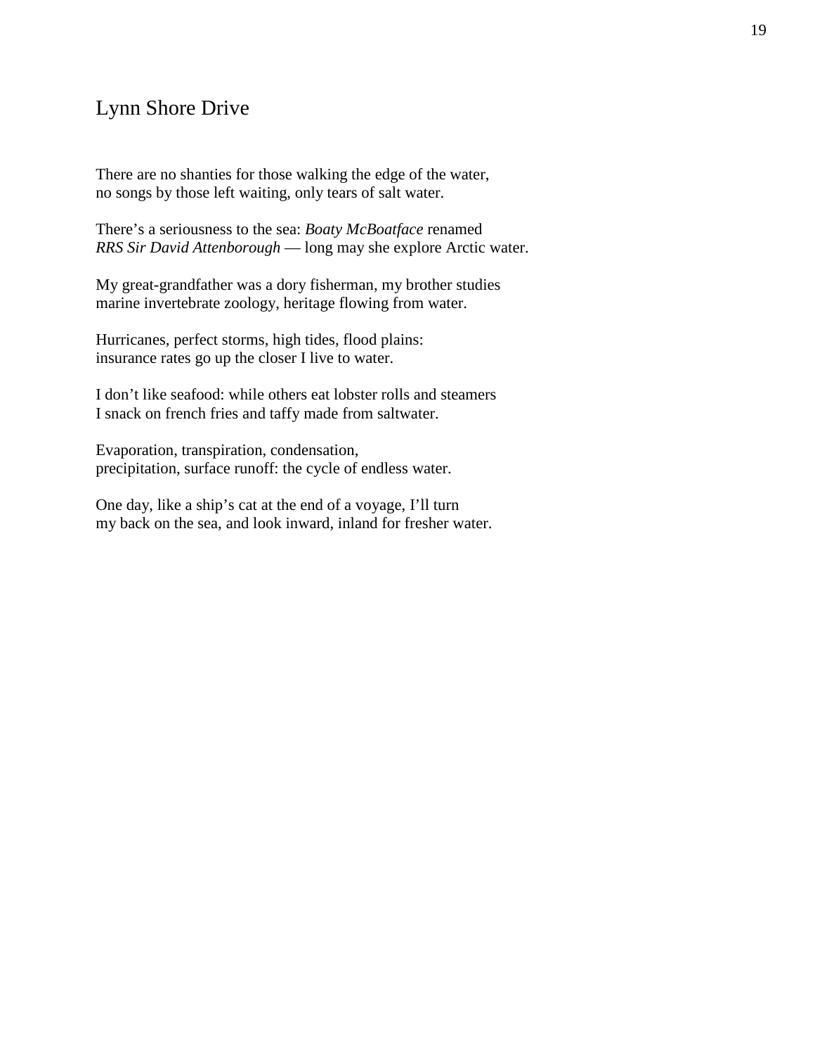# Lynn Shore Drive

There are no shanties for those walking the edge of the water,
no songs by those left waiting, only tears of salt water.

There's a seriousness to the sea: *Boaty McBoatface* renamed
*RRS Sir David Attenborough* — long may she explore Arctic water.

My great-grandfather was a dory fisherman, my brother studies
marine invertebrate zoology, heritage flowing from water.

Hurricanes, perfect storms, high tides, flood plains:
insurance rates go up the closer I live to water.

I don't like seafood: while others eat lobster rolls and steamers
I snack on french fries and taffy made from saltwater.

Evaporation, transpiration, condensation,
precipitation, surface runoff: the cycle of endless water.

One day, like a ship's cat at the end of a voyage, I'll turn
my back on the sea, and look inward, inland for fresher water.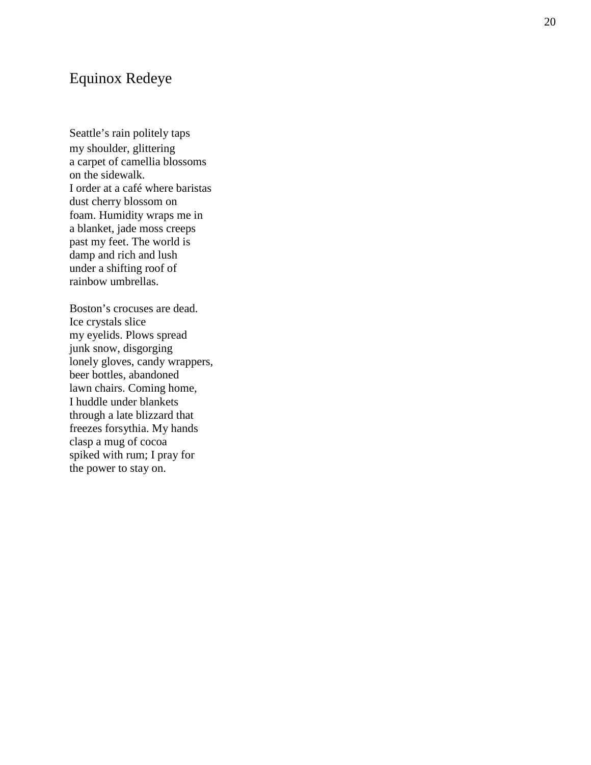# Equinox Redeye

Seattle’s rain politely taps  
my shoulder, glittering  
a carpet of camellia blossoms  
on the sidewalk.  
I order at a café where baristas  
dust cherry blossom on  
foam. Humidity wraps me in  
a blanket, jade moss creeps  
past my feet. The world is  
damp and rich and lush  
under a shifting roof of  
rainbow umbrellas.

Boston’s crocuses are dead.  
Ice crystals slice  
my eyelids. Plows spread  
junk snow, disgorging  
lonely gloves, candy wrappers,  
beer bottles, abandoned  
lawn chairs. Coming home,  
I huddle under blankets  
through a late blizzard that  
freezes forsythia. My hands  
clasp a mug of cocoa  
spiked with rum; I pray for  
the power to stay on.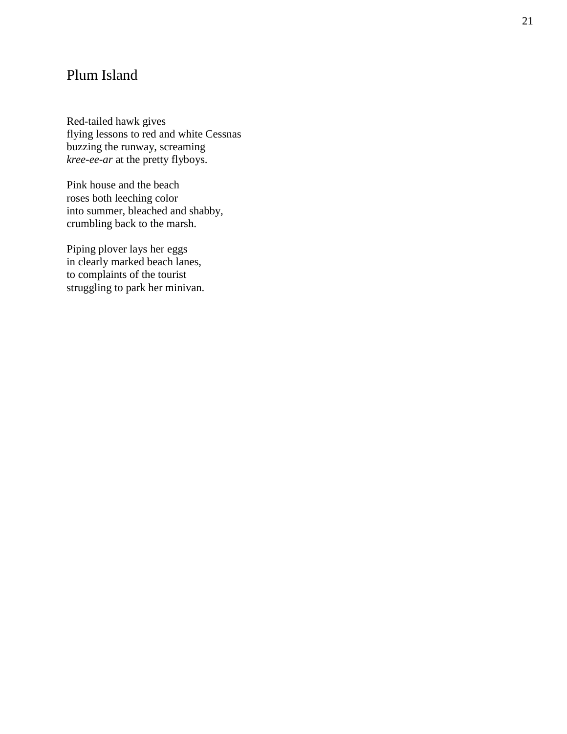## Plum Island

Red-tailed hawk gives
flying lessons to red and white Cessnas
buzzing the runway, screaming
*kree-ee-ar* at the pretty flyboys.

Pink house and the beach
roses both leeching color
into summer, bleached and shabby,
crumbling back to the marsh.

Piping plover lays her eggs
in clearly marked beach lanes,
to complaints of the tourist
struggling to park her minivan.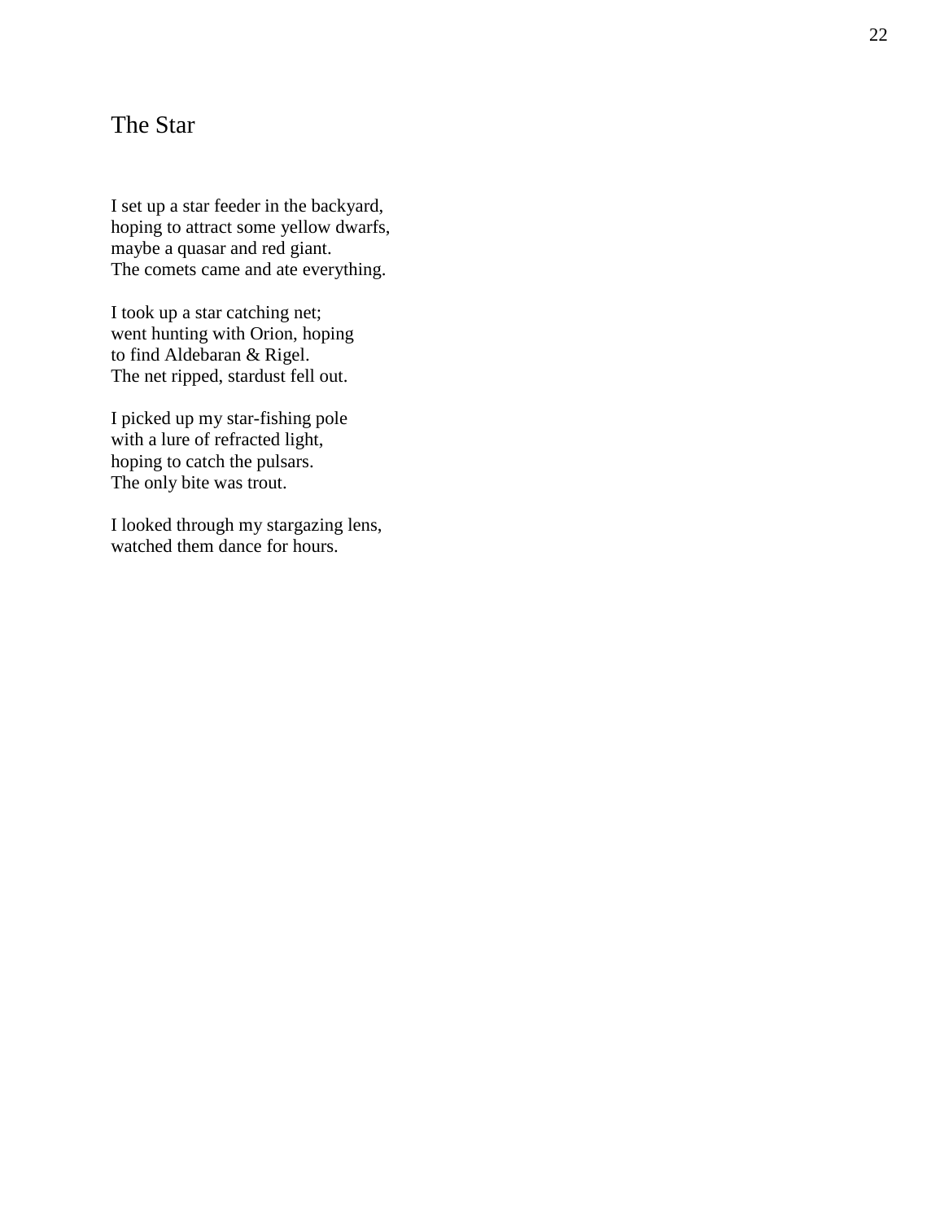# The Star

I set up a star feeder in the backyard,
hoping to attract some yellow dwarfs,
maybe a quasar and red giant.
The comets came and ate everything.

I took up a star catching net;
went hunting with Orion, hoping
to find Aldebaran & Rigel.
The net ripped, stardust fell out.

I picked up my star-fishing pole
with a lure of refracted light,
hoping to catch the pulsars.
The only bite was trout.

I looked through my stargazing lens,
watched them dance for hours.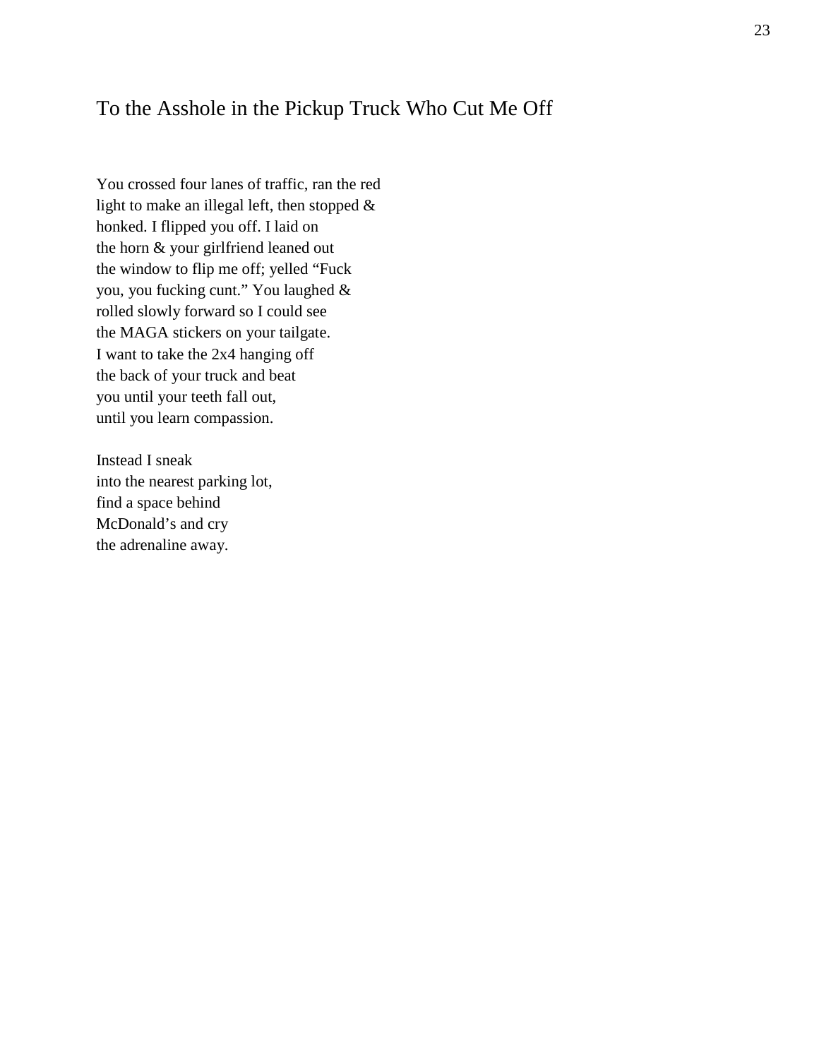## To the Asshole in the Pickup Truck Who Cut Me Off

You crossed four lanes of traffic, ran the red  
light to make an illegal left, then stopped &  
honked. I flipped you off. I laid on  
the horn & your girlfriend leaned out  
the window to flip me off; yelled "Fuck  
you, you fucking cunt." You laughed &  
rolled slowly forward so I could see  
the MAGA stickers on your tailgate.  
I want to take the 2x4 hanging off  
the back of your truck and beat  
you until your teeth fall out,  
until you learn compassion.

Instead I sneak  
into the nearest parking lot,  
find a space behind  
McDonald's and cry  
the adrenaline away.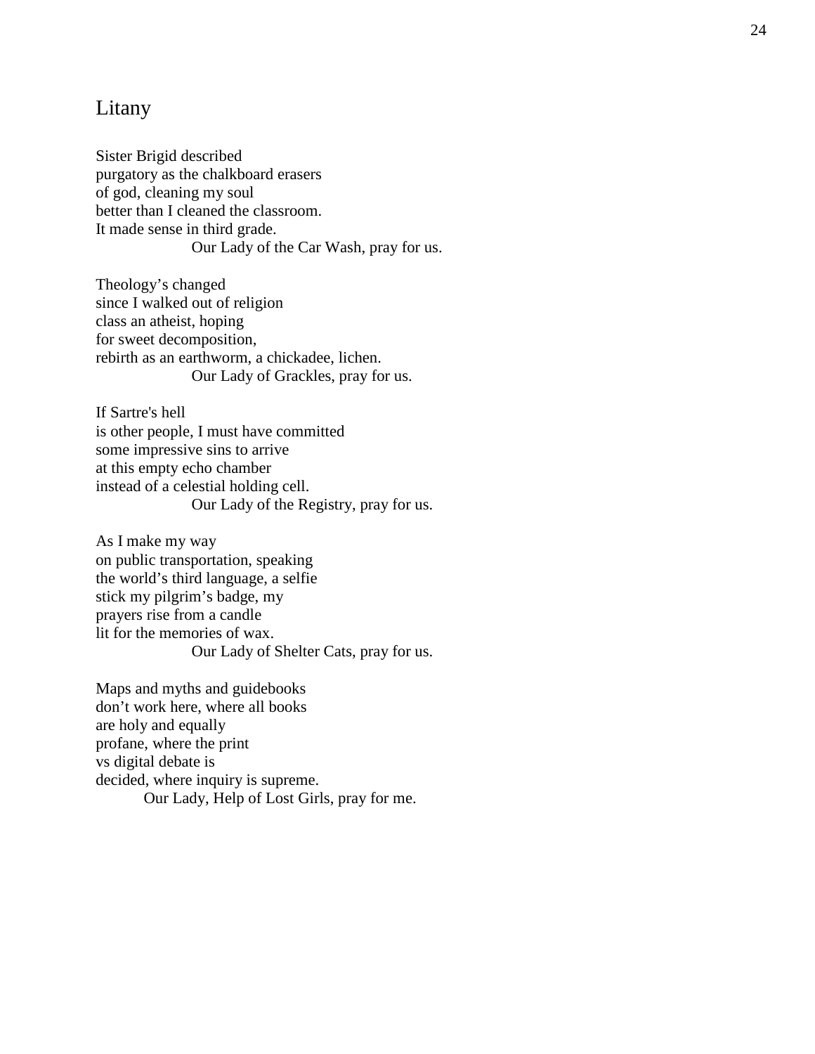## Litany

Sister Brigid described  
purgatory as the chalkboard erasers  
of god, cleaning my soul  
better than I cleaned the classroom.  
It made sense in third grade.  
                    Our Lady of the Car Wash, pray for us.

Theology's changed  
since I walked out of religion  
class an atheist, hoping  
for sweet decomposition,  
rebirth as an earthworm, a chickadee, lichen.  
                    Our Lady of Grackles, pray for us.

If Sartre's hell  
is other people, I must have committed  
some impressive sins to arrive  
at this empty echo chamber  
instead of a celestial holding cell.  
                    Our Lady of the Registry, pray for us.

As I make my way  
on public transportation, speaking  
the world's third language, a selfie  
stick my pilgrim's badge, my  
prayers rise from a candle  
lit for the memories of wax.  
                    Our Lady of Shelter Cats, pray for us.

Maps and myths and guidebooks  
don't work here, where all books  
are holy and equally  
profane, where the print  
vs digital debate is  
decided, where inquiry is supreme.  
          Our Lady, Help of Lost Girls, pray for me.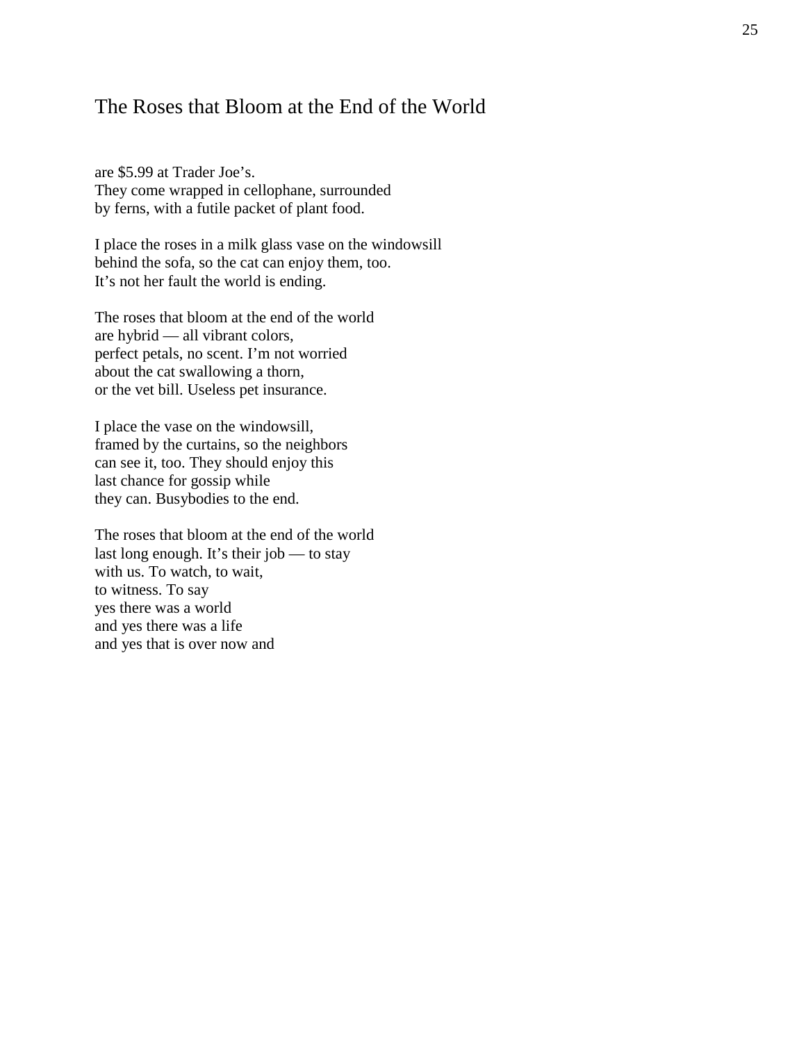# The Roses that Bloom at the End of the World

are $5.99 at Trader Joe's.
They come wrapped in cellophane, surrounded
by ferns, with a futile packet of plant food.

I place the roses in a milk glass vase on the windowsill
behind the sofa, so the cat can enjoy them, too.
It's not her fault the world is ending.

The roses that bloom at the end of the world
are hybrid — all vibrant colors,
perfect petals, no scent. I'm not worried
about the cat swallowing a thorn,
or the vet bill. Useless pet insurance.

I place the vase on the windowsill,
framed by the curtains, so the neighbors
can see it, too. They should enjoy this
last chance for gossip while
they can. Busybodies to the end.

The roses that bloom at the end of the world
last long enough. It's their job — to stay
with us. To watch, to wait,
to witness. To say
yes there was a world
and yes there was a life
and yes that is over now and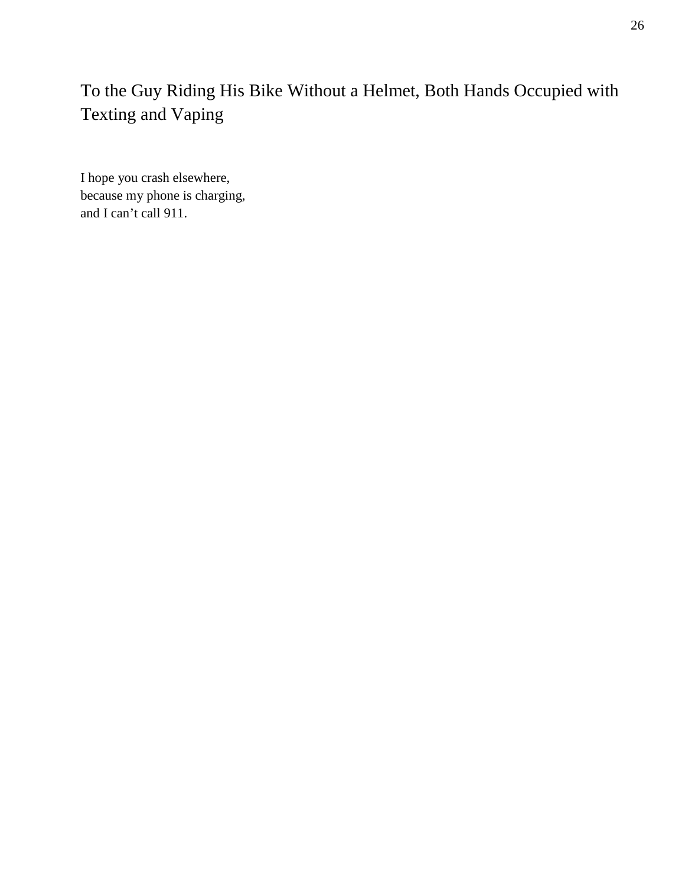## To the Guy Riding His Bike Without a Helmet, Both Hands Occupied with Texting and Vaping

I hope you crash elsewhere,
because my phone is charging,
and I can’t call 911.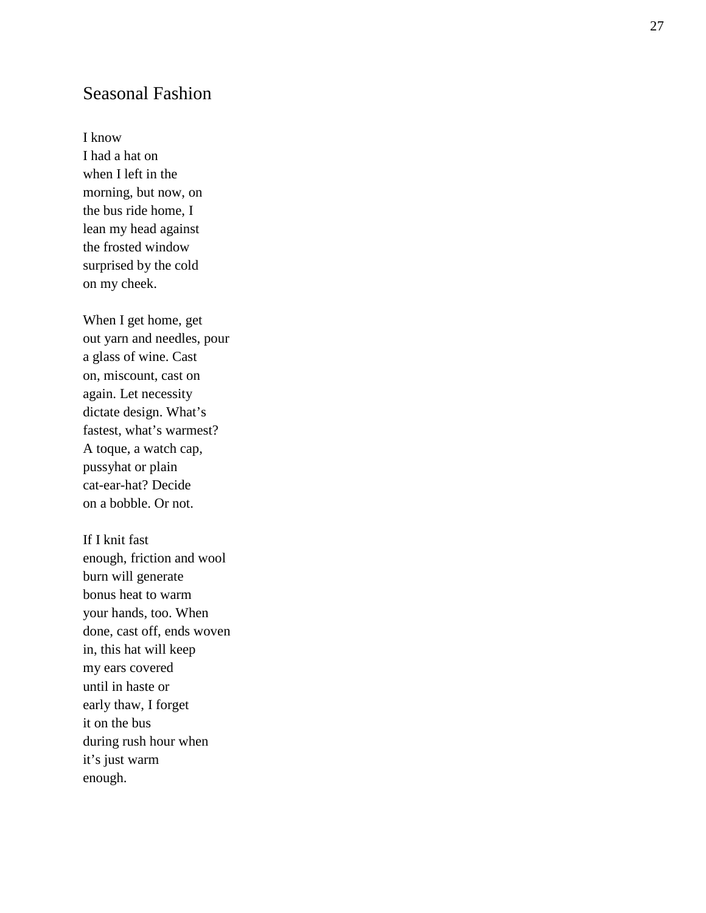## Seasonal Fashion

I know  
I had a hat on  
when I left in the  
morning, but now, on  
the bus ride home, I  
lean my head against  
the frosted window  
surprised by the cold  
on my cheek.

When I get home, get  
out yarn and needles, pour  
a glass of wine. Cast  
on, miscount, cast on  
again. Let necessity  
dictate design. What's  
fastest, what's warmest?  
A toque, a watch cap,  
pussyhat or plain  
cat-ear-hat? Decide  
on a bobble. Or not.

If I knit fast  
enough, friction and wool  
burn will generate  
bonus heat to warm  
your hands, too. When  
done, cast off, ends woven  
in, this hat will keep  
my ears covered  
until in haste or  
early thaw, I forget  
it on the bus  
during rush hour when  
it's just warm  
enough.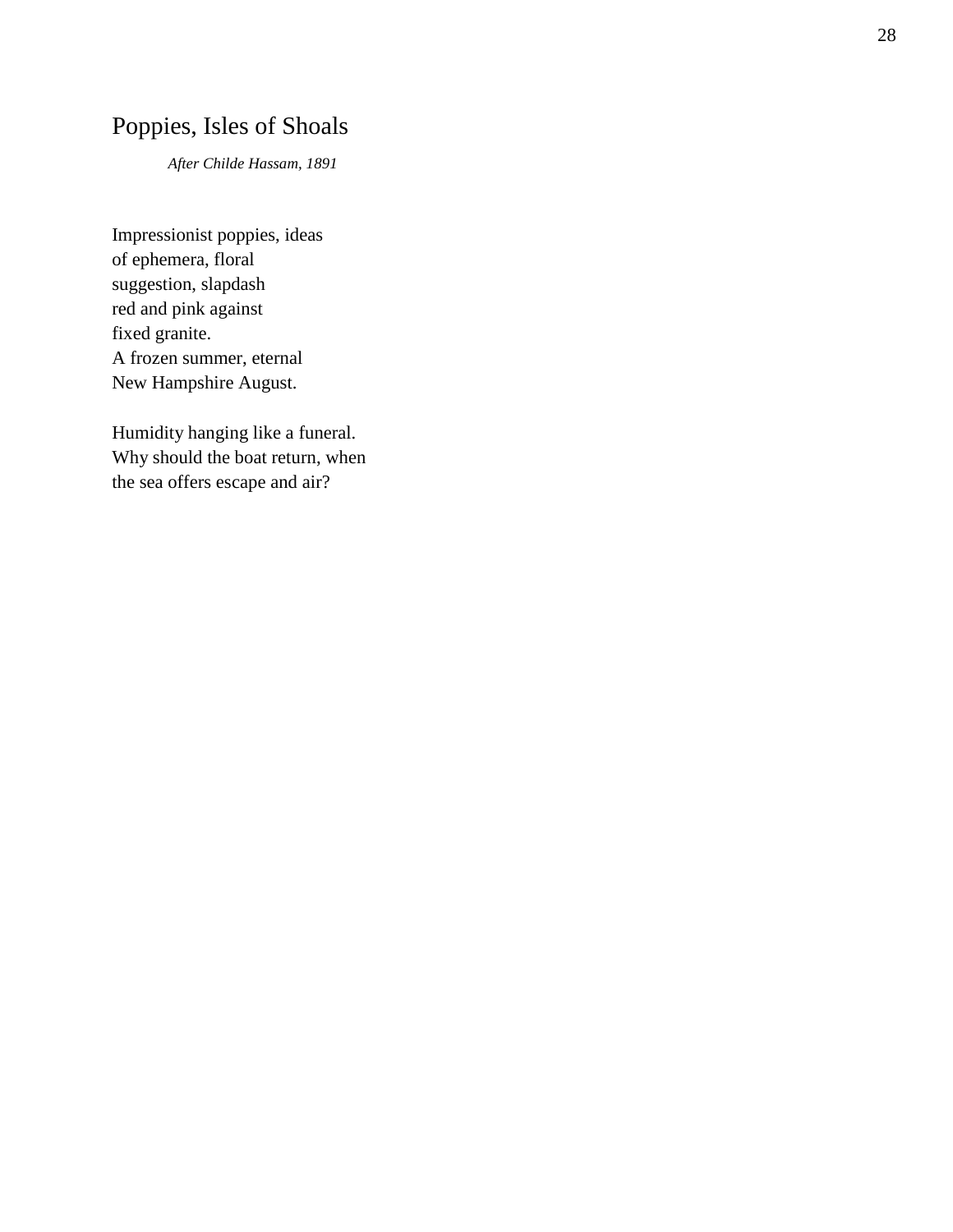# Poppies, Isles of Shoals

*After Childe Hassam, 1891*

Impressionist poppies, ideas  
of ephemera, floral  
suggestion, slapdash  
red and pink against  
fixed granite.  
A frozen summer, eternal  
New Hampshire August.

Humidity hanging like a funeral.  
Why should the boat return, when  
the sea offers escape and air?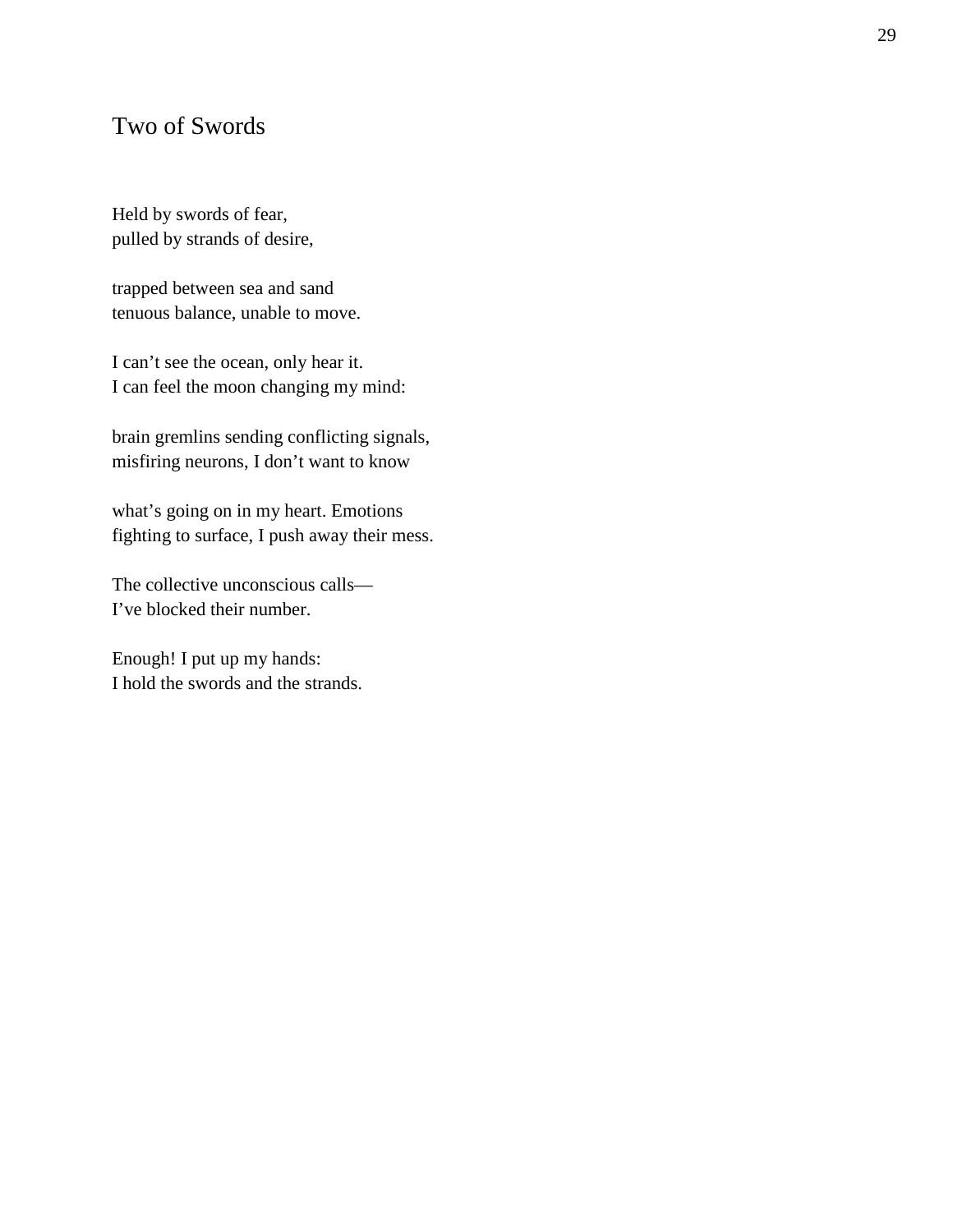## Two of Swords

Held by swords of fear,  
pulled by strands of desire,

trapped between sea and sand  
tenuous balance, unable to move.

I can't see the ocean, only hear it.  
I can feel the moon changing my mind:

brain gremlins sending conflicting signals,  
misfiring neurons, I don't want to know

what's going on in my heart. Emotions  
fighting to surface, I push away their mess.

The collective unconscious calls—  
I've blocked their number.

Enough! I put up my hands:  
I hold the swords and the strands.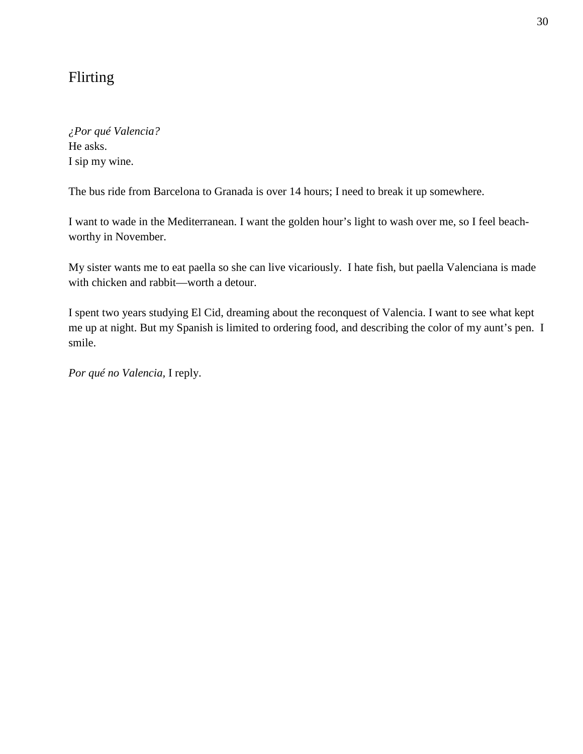# Flirting

*¿Por qué Valencia?*
He asks.
I sip my wine.

The bus ride from Barcelona to Granada is over 14 hours; I need to break it up somewhere.

I want to wade in the Mediterranean. I want the golden hour's light to wash over me, so I feel beach-worthy in November.

My sister wants me to eat paella so she can live vicariously. I hate fish, but paella Valenciana is made with chicken and rabbit—worth a detour.

I spent two years studying El Cid, dreaming about the reconquest of Valencia. I want to see what kept me up at night. But my Spanish is limited to ordering food, and describing the color of my aunt's pen. I smile.

*Por qué no Valencia*, I reply.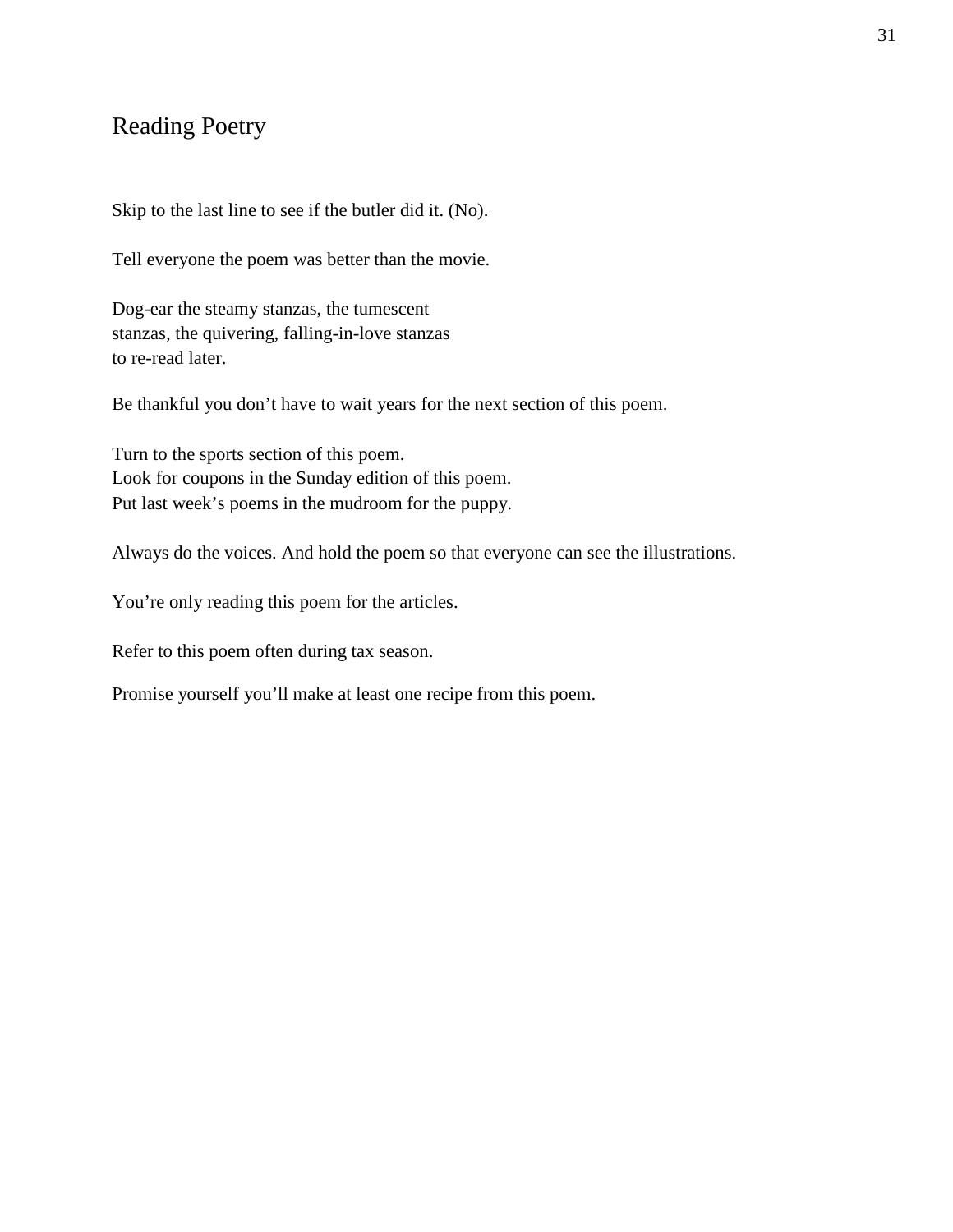# Reading Poetry

Skip to the last line to see if the butler did it. (No).

Tell everyone the poem was better than the movie.

Dog-ear the steamy stanzas, the tumescent  
stanzas, the quivering, falling-in-love stanzas  
to re-read later.

Be thankful you don't have to wait years for the next section of this poem.

Turn to the sports section of this poem.  
Look for coupons in the Sunday edition of this poem.  
Put last week's poems in the mudroom for the puppy.

Always do the voices. And hold the poem so that everyone can see the illustrations.

You're only reading this poem for the articles.

Refer to this poem often during tax season.

Promise yourself you'll make at least one recipe from this poem.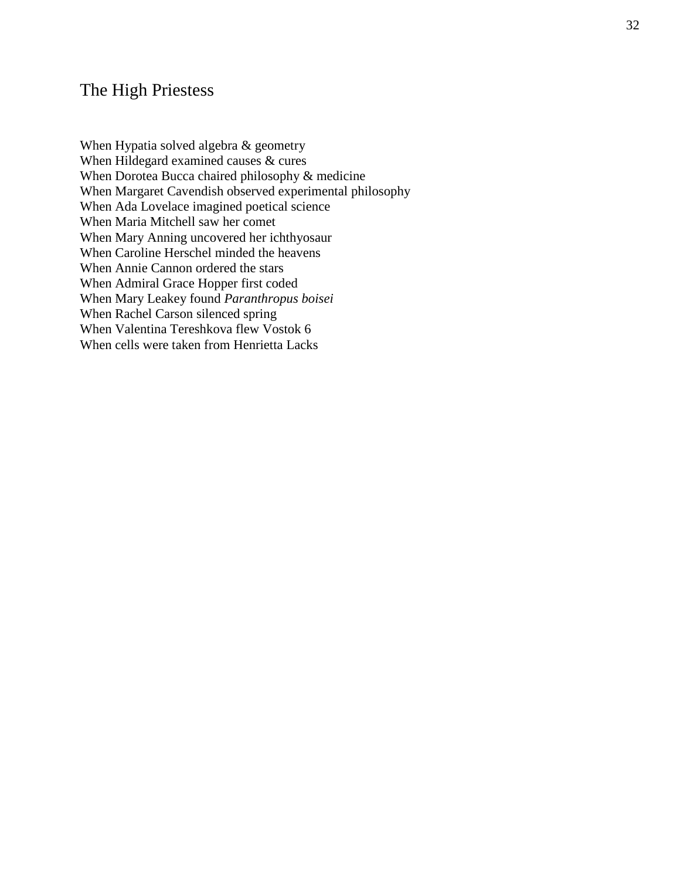## The High Priestess

When Hypatia solved algebra & geometry  
When Hildegard examined causes & cures  
When Dorotea Bucca chaired philosophy & medicine  
When Margaret Cavendish observed experimental philosophy  
When Ada Lovelace imagined poetical science  
When Maria Mitchell saw her comet  
When Mary Anning uncovered her ichthyosaur  
When Caroline Herschel minded the heavens  
When Annie Cannon ordered the stars  
When Admiral Grace Hopper first coded  
When Mary Leakey found *Paranthropus boisei*  
When Rachel Carson silenced spring  
When Valentina Tereshkova flew Vostok 6  
When cells were taken from Henrietta Lacks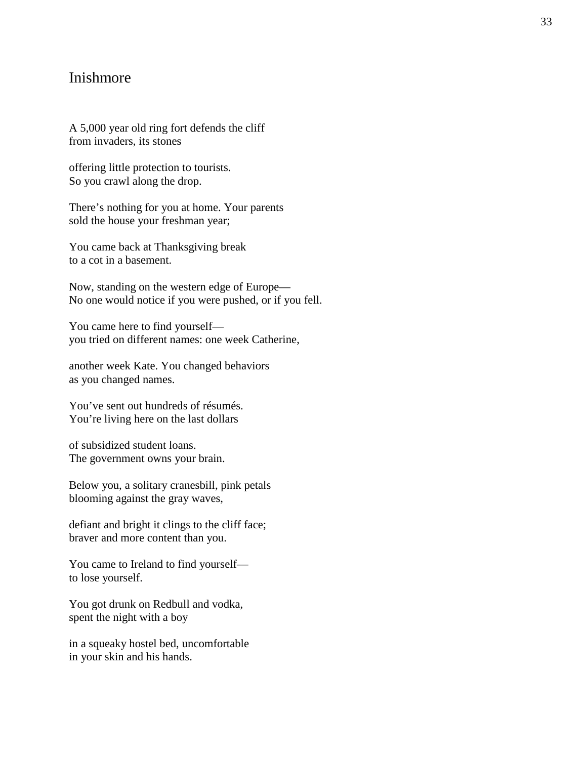# Inishmore

A 5,000 year old ring fort defends the cliff
from invaders, its stones

offering little protection to tourists.
So you crawl along the drop.

There's nothing for you at home. Your parents
sold the house your freshman year;

You came back at Thanksgiving break
to a cot in a basement.

Now, standing on the western edge of Europe—
No one would notice if you were pushed, or if you fell.

You came here to find yourself—
you tried on different names: one week Catherine,

another week Kate. You changed behaviors
as you changed names.

You've sent out hundreds of résumés.
You're living here on the last dollars

of subsidized student loans.
The government owns your brain.

Below you, a solitary cranesbill, pink petals
blooming against the gray waves,

defiant and bright it clings to the cliff face;
braver and more content than you.

You came to Ireland to find yourself—
to lose yourself.

You got drunk on Redbull and vodka,
spent the night with a boy

in a squeaky hostel bed, uncomfortable
in your skin and his hands.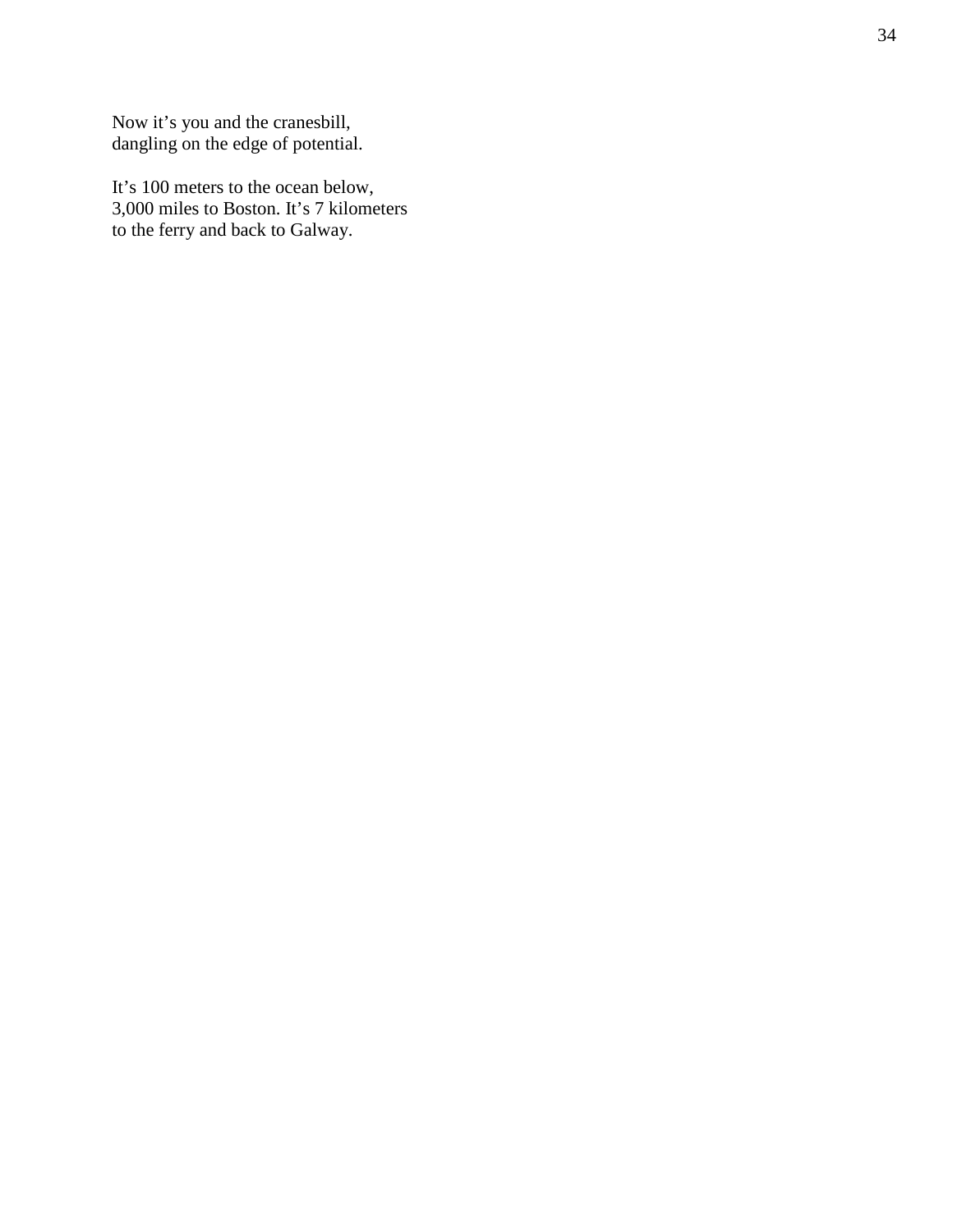Now it's you and the cranesbill,  
dangling on the edge of potential.

It's 100 meters to the ocean below,  
3,000 miles to Boston. It's 7 kilometers  
to the ferry and back to Galway.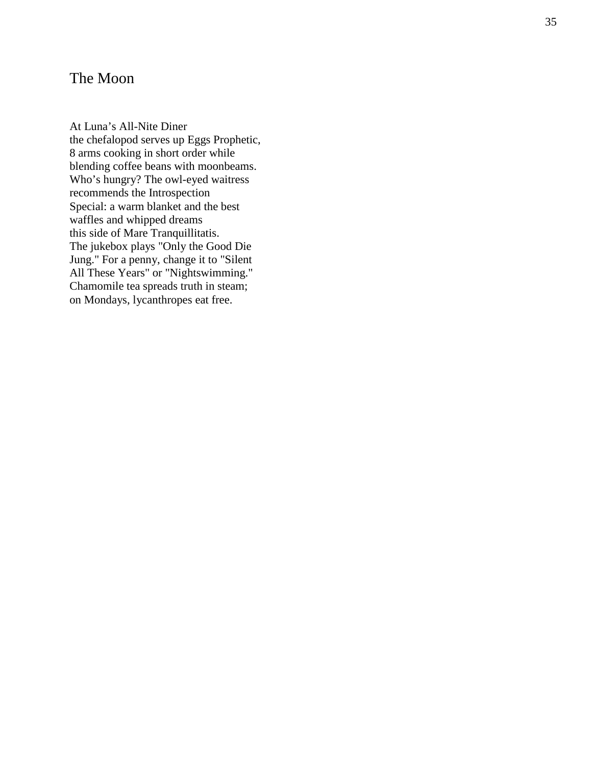# The Moon

At Luna's All-Nite Diner  
the chefalopod serves up Eggs Prophetic,  
8 arms cooking in short order while  
blending coffee beans with moonbeams.  
Who's hungry? The owl-eyed waitress  
recommends the Introspection  
Special: a warm blanket and the best  
waffles and whipped dreams  
this side of Mare Tranquillitatis.  
The jukebox plays "Only the Good Die  
Jung." For a penny, change it to "Silent  
All These Years" or "Nightswimming."  
Chamomile tea spreads truth in steam;  
on Mondays, lycanthropes eat free.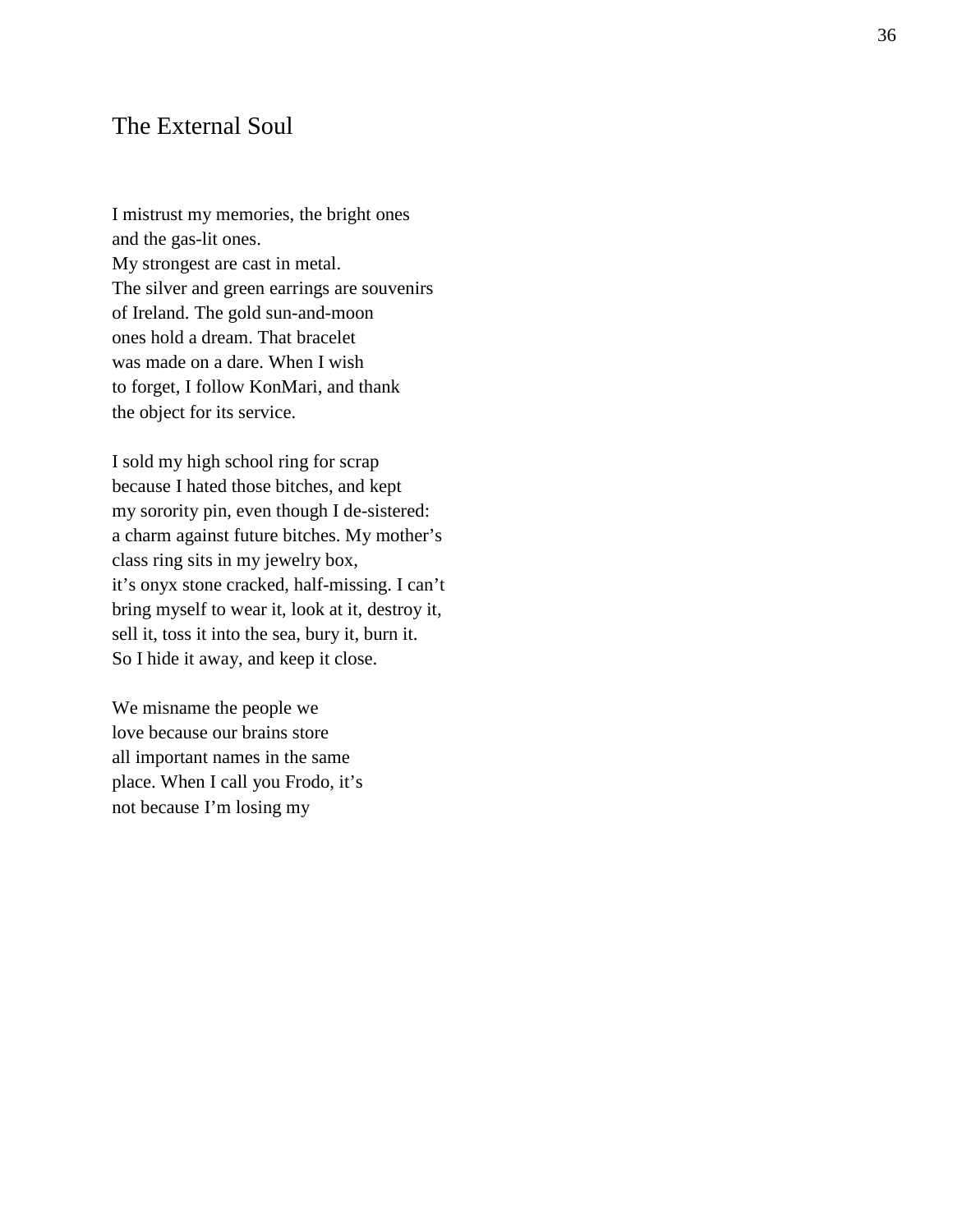## The External Soul

I mistrust my memories, the bright ones  
and the gas-lit ones.  
My strongest are cast in metal.  
The silver and green earrings are souvenirs  
of Ireland. The gold sun-and-moon  
ones hold a dream. That bracelet  
was made on a dare. When I wish  
to forget, I follow KonMari, and thank  
the object for its service.

I sold my high school ring for scrap  
because I hated those bitches, and kept  
my sorority pin, even though I de-sistered:  
a charm against future bitches. My mother's  
class ring sits in my jewelry box,  
it's onyx stone cracked, half-missing. I can't  
bring myself to wear it, look at it, destroy it,  
sell it, toss it into the sea, bury it, burn it.  
So I hide it away, and keep it close.

We misname the people we  
love because our brains store  
all important names in the same  
place. When I call you Frodo, it's  
not because I'm losing my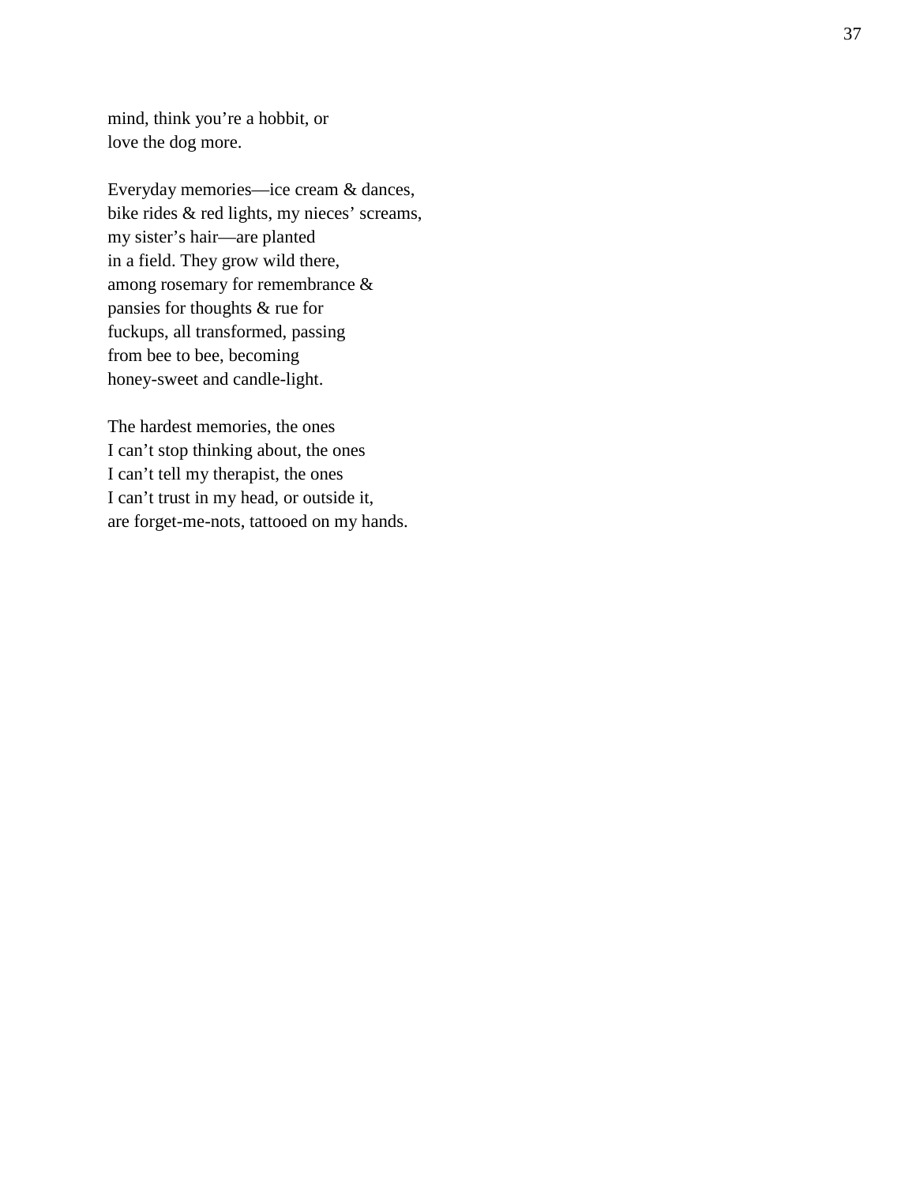mind, think you’re a hobbit, or  
love the dog more.

Everyday memories—ice cream & dances,  
bike rides & red lights, my nieces’ screams,  
my sister’s hair—are planted  
in a field. They grow wild there,  
among rosemary for remembrance &  
pansies for thoughts & rue for  
fuckups, all transformed, passing  
from bee to bee, becoming  
honey-sweet and candle-light.

The hardest memories, the ones  
I can’t stop thinking about, the ones  
I can’t tell my therapist, the ones  
I can’t trust in my head, or outside it,  
are forget-me-nots, tattooed on my hands.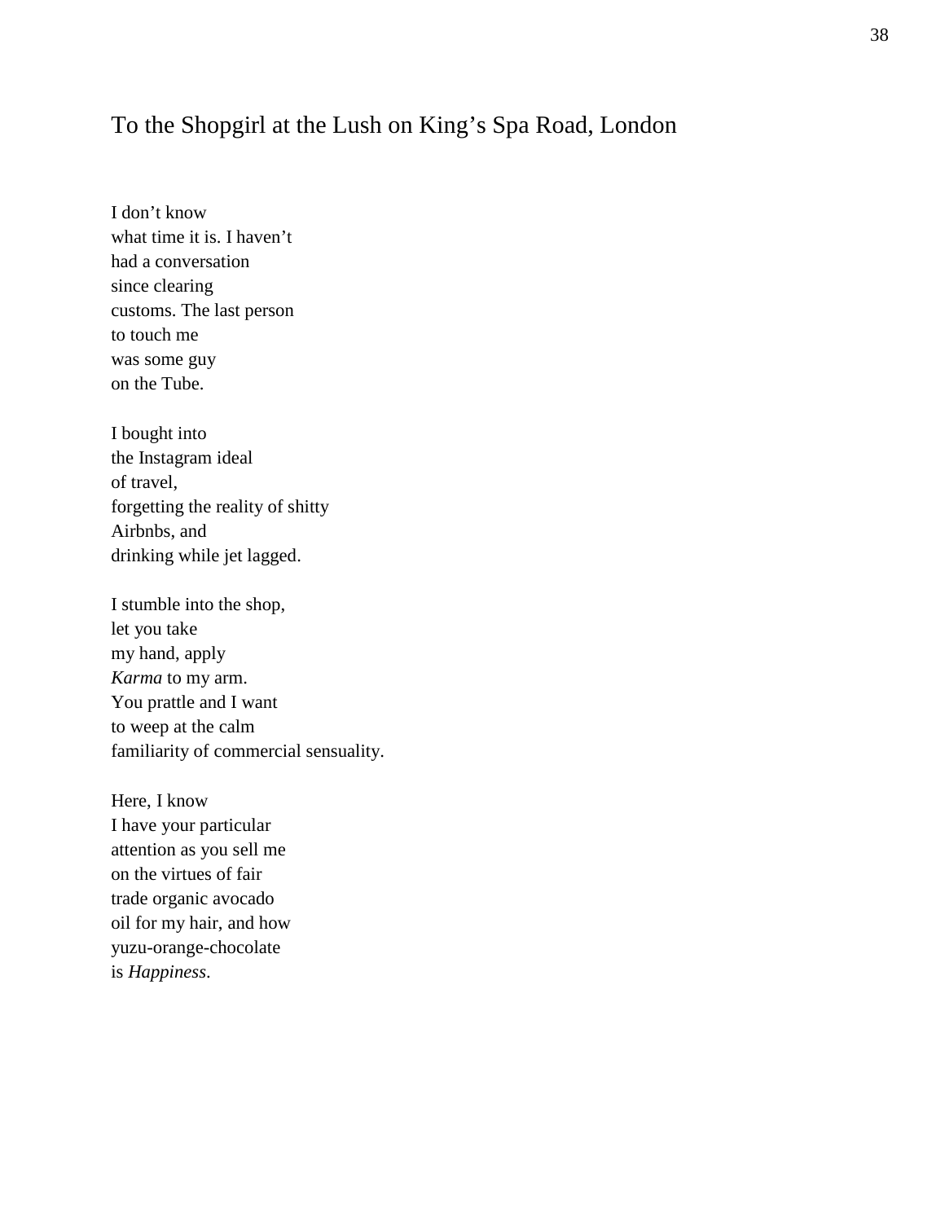## To the Shopgirl at the Lush on King's Spa Road, London

I don't know  
what time it is. I haven't  
had a conversation  
since clearing  
customs. The last person  
to touch me  
was some guy  
on the Tube.

I bought into  
the Instagram ideal  
of travel,  
forgetting the reality of shitty  
Airbnbs, and  
drinking while jet lagged.

I stumble into the shop,  
let you take  
my hand, apply  
*Karma* to my arm.  
You prattle and I want  
to weep at the calm  
familiarity of commercial sensuality.

Here, I know  
I have your particular  
attention as you sell me  
on the virtues of fair  
trade organic avocado  
oil for my hair, and how  
yuzu-orange-chocolate  
is *Happiness*.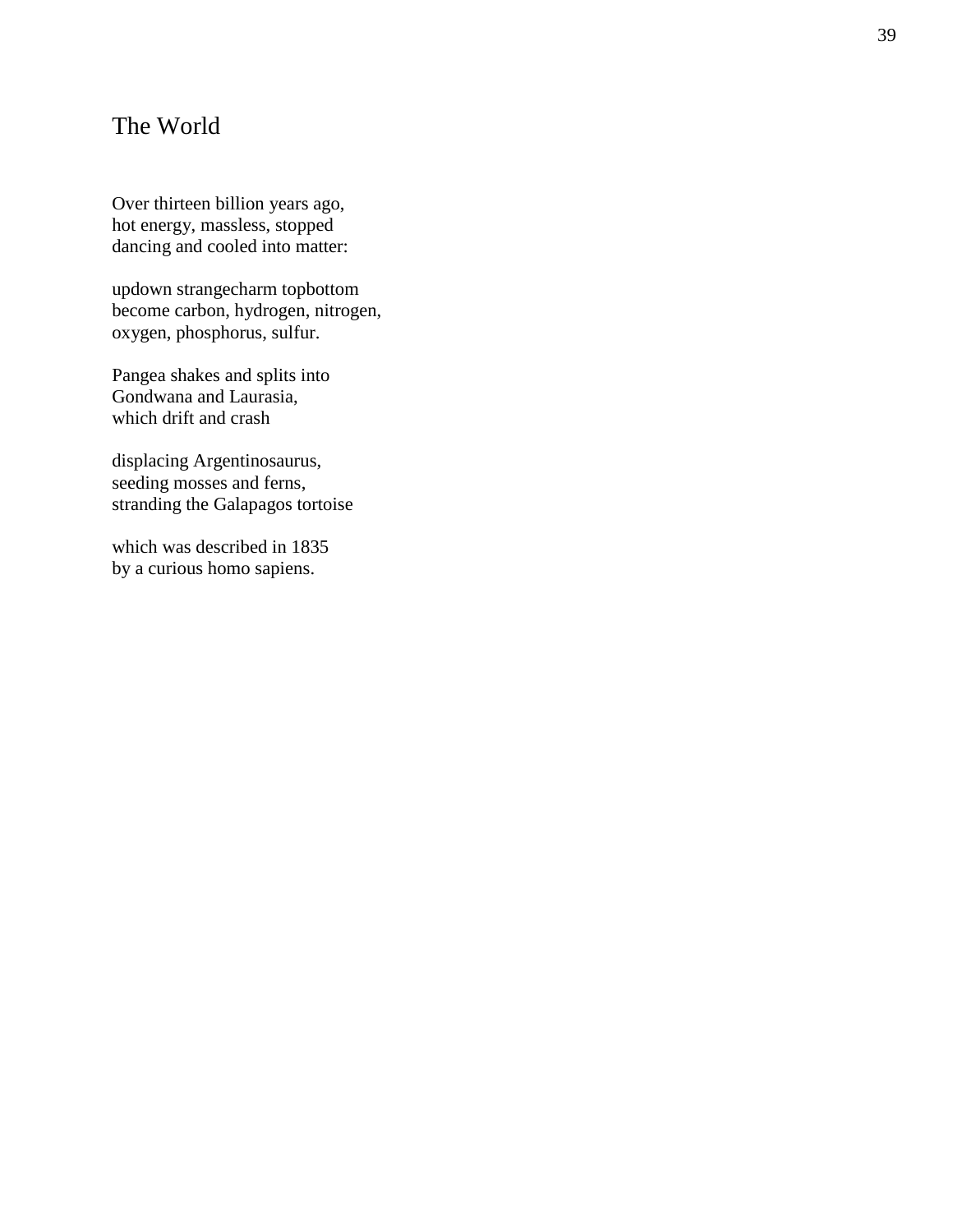# The World

Over thirteen billion years ago,
hot energy, massless, stopped
dancing and cooled into matter:

updown strangecharm topbottom
become carbon, hydrogen, nitrogen,
oxygen, phosphorus, sulfur.

Pangea shakes and splits into
Gondwana and Laurasia,
which drift and crash

displacing Argentinosaurus,
seeding mosses and ferns,
stranding the Galapagos tortoise

which was described in 1835
by a curious homo sapiens.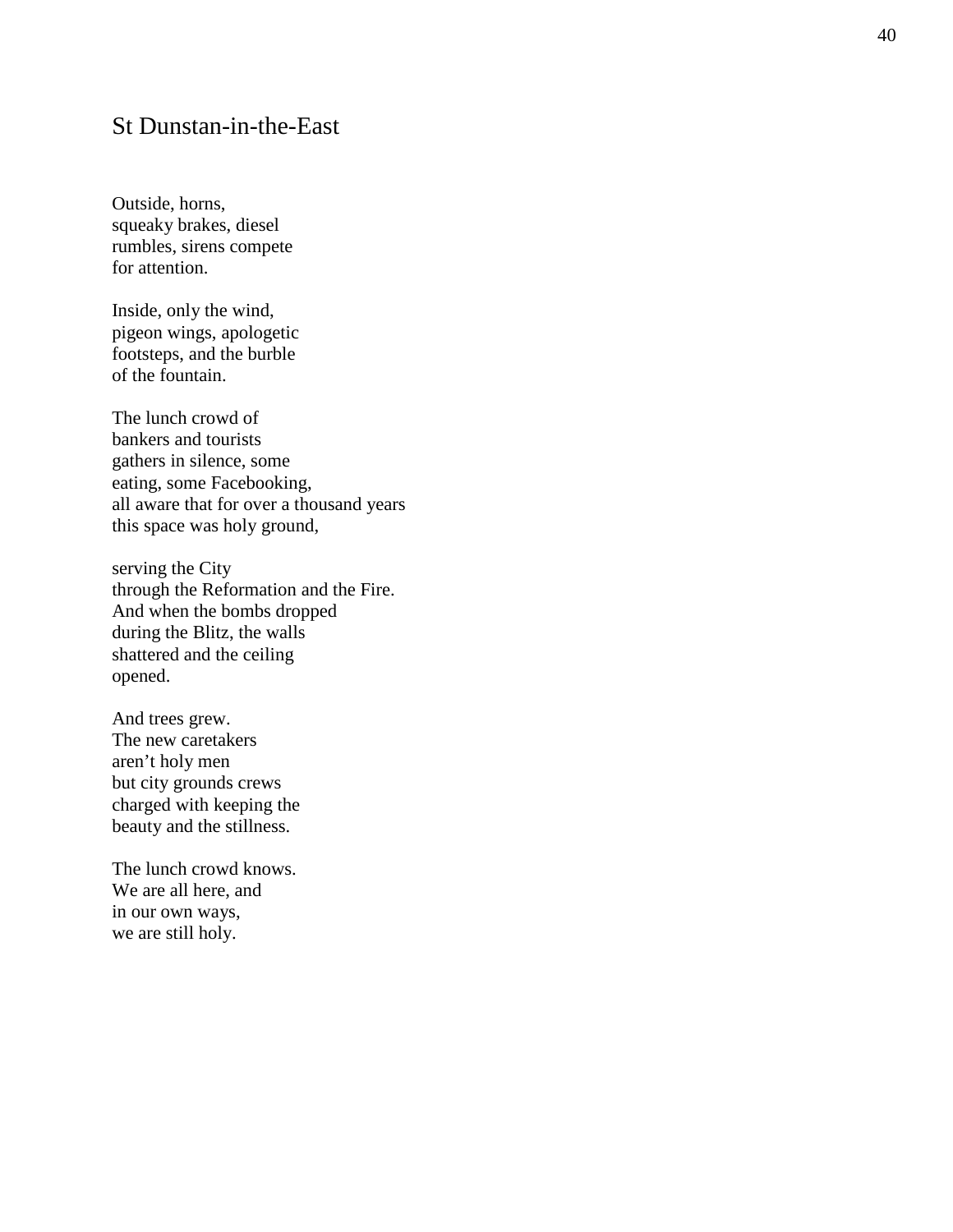## St Dunstan-in-the-East

Outside, horns,
squeaky brakes, diesel
rumbles, sirens compete
for attention.

Inside, only the wind,
pigeon wings, apologetic
footsteps, and the burble
of the fountain.

The lunch crowd of
bankers and tourists
gathers in silence, some
eating, some Facebooking,
all aware that for over a thousand years
this space was holy ground,

serving the City
through the Reformation and the Fire.
And when the bombs dropped
during the Blitz, the walls
shattered and the ceiling
opened.

And trees grew.
The new caretakers
aren't holy men
but city grounds crews
charged with keeping the
beauty and the stillness.

The lunch crowd knows.
We are all here, and
in our own ways,
we are still holy.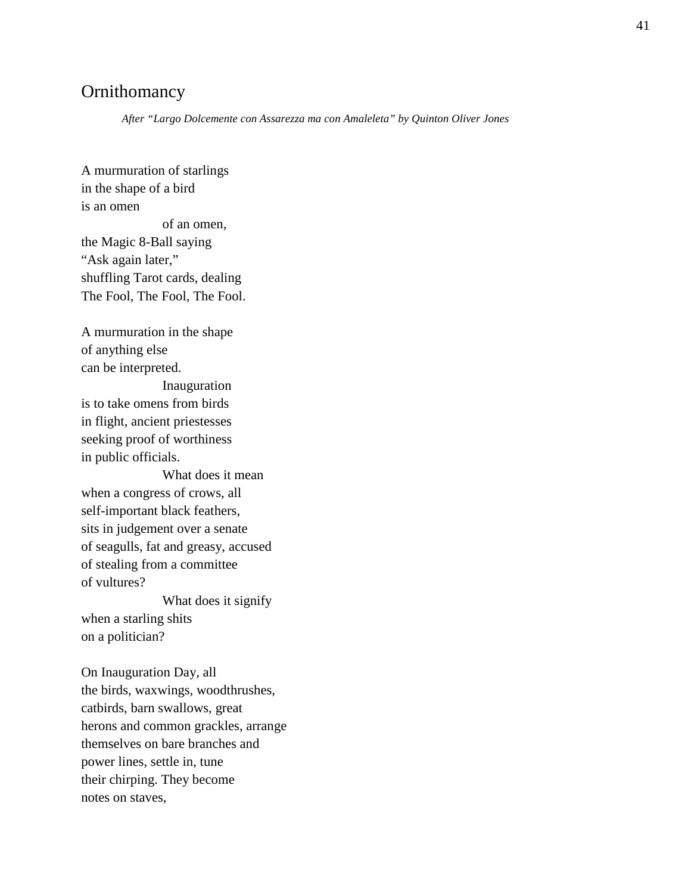## Ornithomancy

*After "Largo Dolcemente con Assarezza ma con Amaleleta" by Quinton Oliver Jones*

A murmuration of starlings
in the shape of a bird
is an omen
                    of an omen,
the Magic 8-Ball saying
"Ask again later,"
shuffling Tarot cards, dealing
The Fool, The Fool, The Fool.

A murmuration in the shape
of anything else
can be interpreted.
                    Inauguration
is to take omens from birds
in flight, ancient priestesses
seeking proof of worthiness
in public officials.
                    What does it mean
when a congress of crows, all
self-important black feathers,
sits in judgement over a senate
of seagulls, fat and greasy, accused
of stealing from a committee
of vultures?
                    What does it signify
when a starling shits
on a politician?

On Inauguration Day, all
the birds, waxwings, woodthrushes,
catbirds, barn swallows, great
herons and common grackles, arrange
themselves on bare branches and
power lines, settle in, tune
their chirping. They become
notes on staves,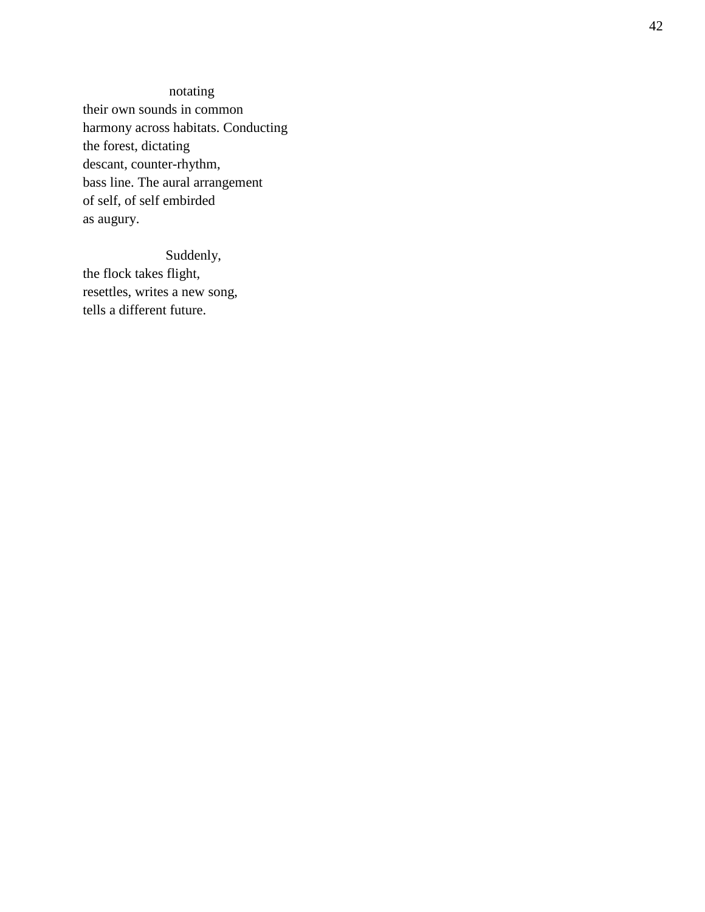notating
their own sounds in common
harmony across habitats. Conducting
the forest, dictating
descant, counter-rhythm,
bass line. The aural arrangement
of self, of self embirded
as augury.

                    Suddenly,
the flock takes flight,
resettles, writes a new song,
tells a different future.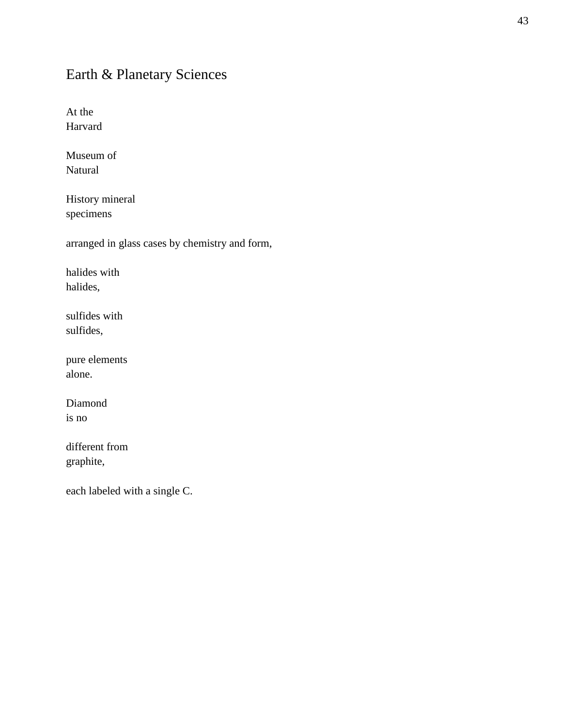## Earth & Planetary Sciences

At the
Harvard

Museum of
Natural

History mineral
specimens

arranged in glass cases by chemistry and form,

halides with
halides,

sulfides with
sulfides,

pure elements
alone.

Diamond
is no

different from
graphite,

each labeled with a single C.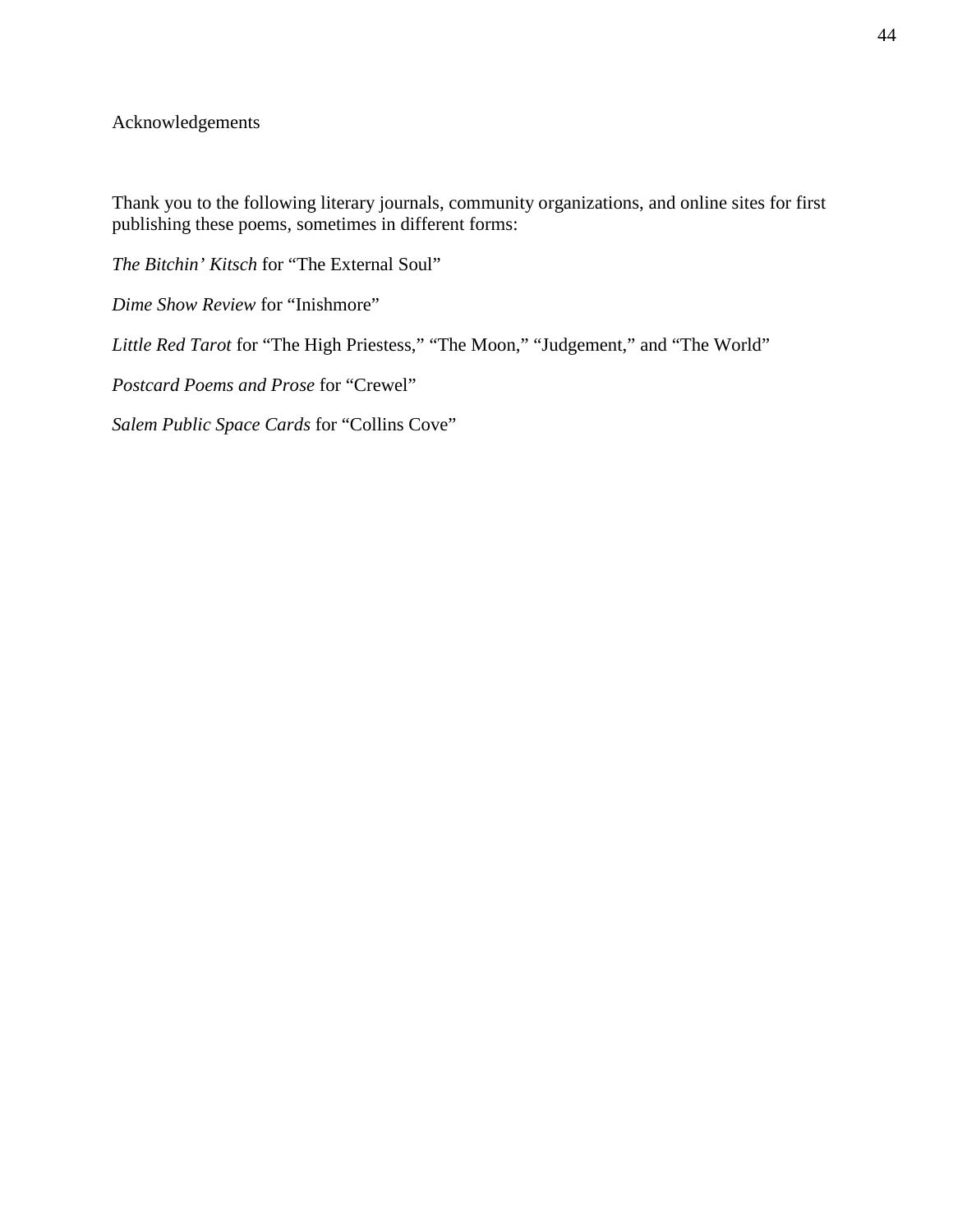# Acknowledgements

Thank you to the following literary journals, community organizations, and online sites for first publishing these poems, sometimes in different forms:

*The Bitchin' Kitsch* for "The External Soul"

*Dime Show Review* for "Inishmore"

*Little Red Tarot* for "The High Priestess," "The Moon," "Judgement," and "The World"

*Postcard Poems and Prose* for "Crewel"

*Salem Public Space Cards* for "Collins Cove"